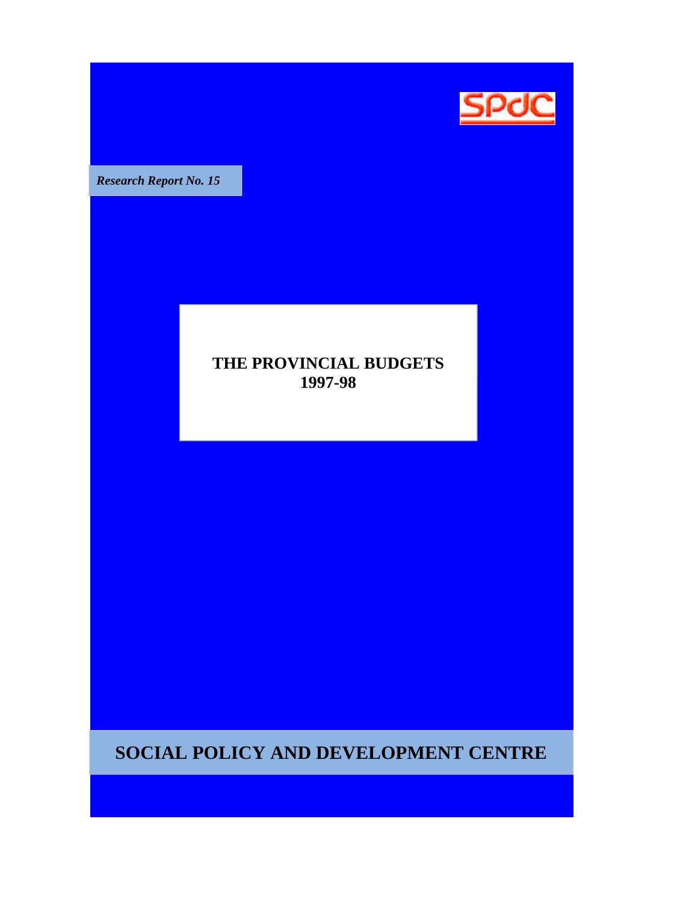SPdC

*Research Report No. 15*

# THE PROVINCIAL BUDGETS 1997-98

## SOCIAL POLICY AND DEVELOPMENT CENTRE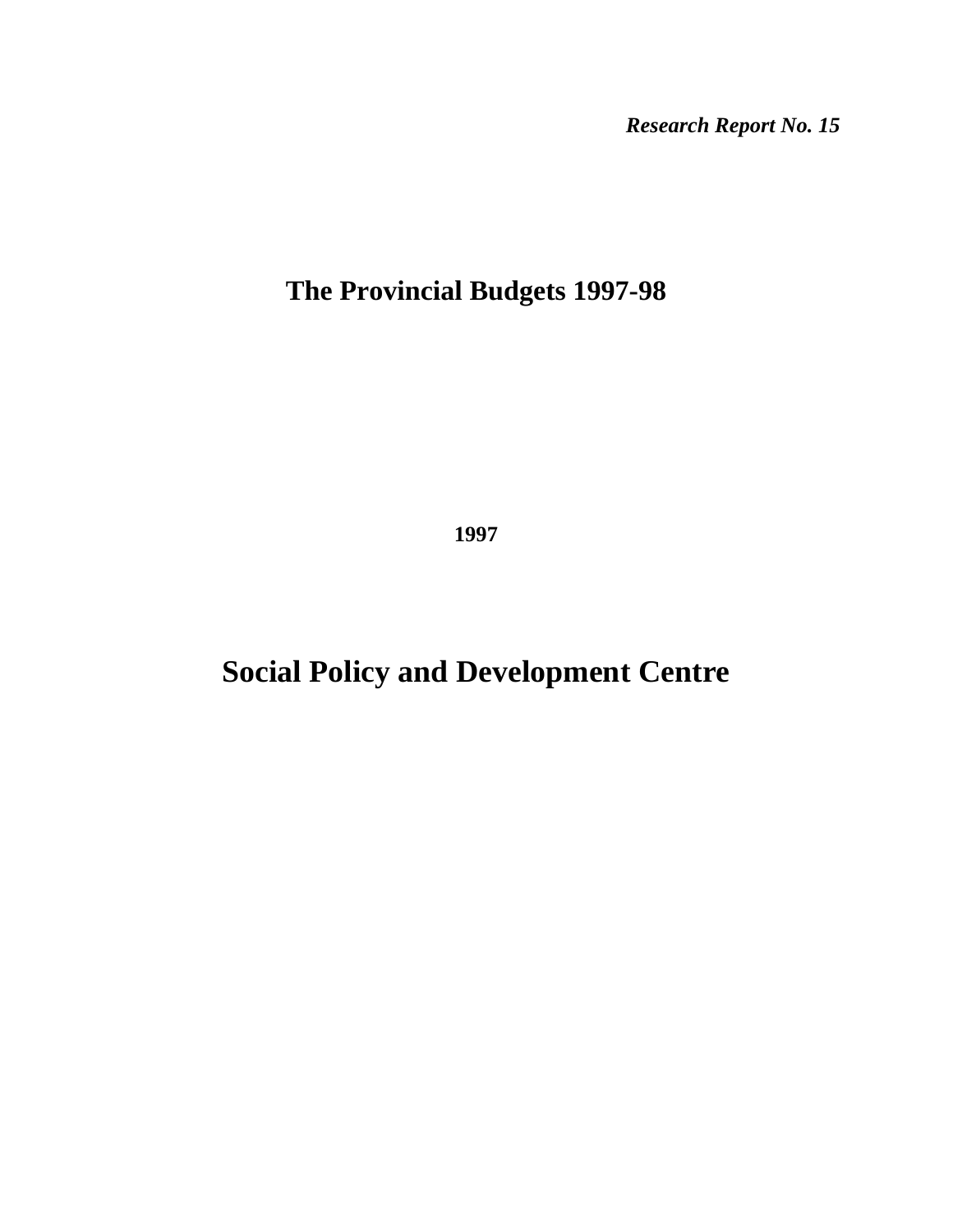*Research Report No. 15*

# The Provincial Budgets 1997-98

**1997**

# Social Policy and Development Centre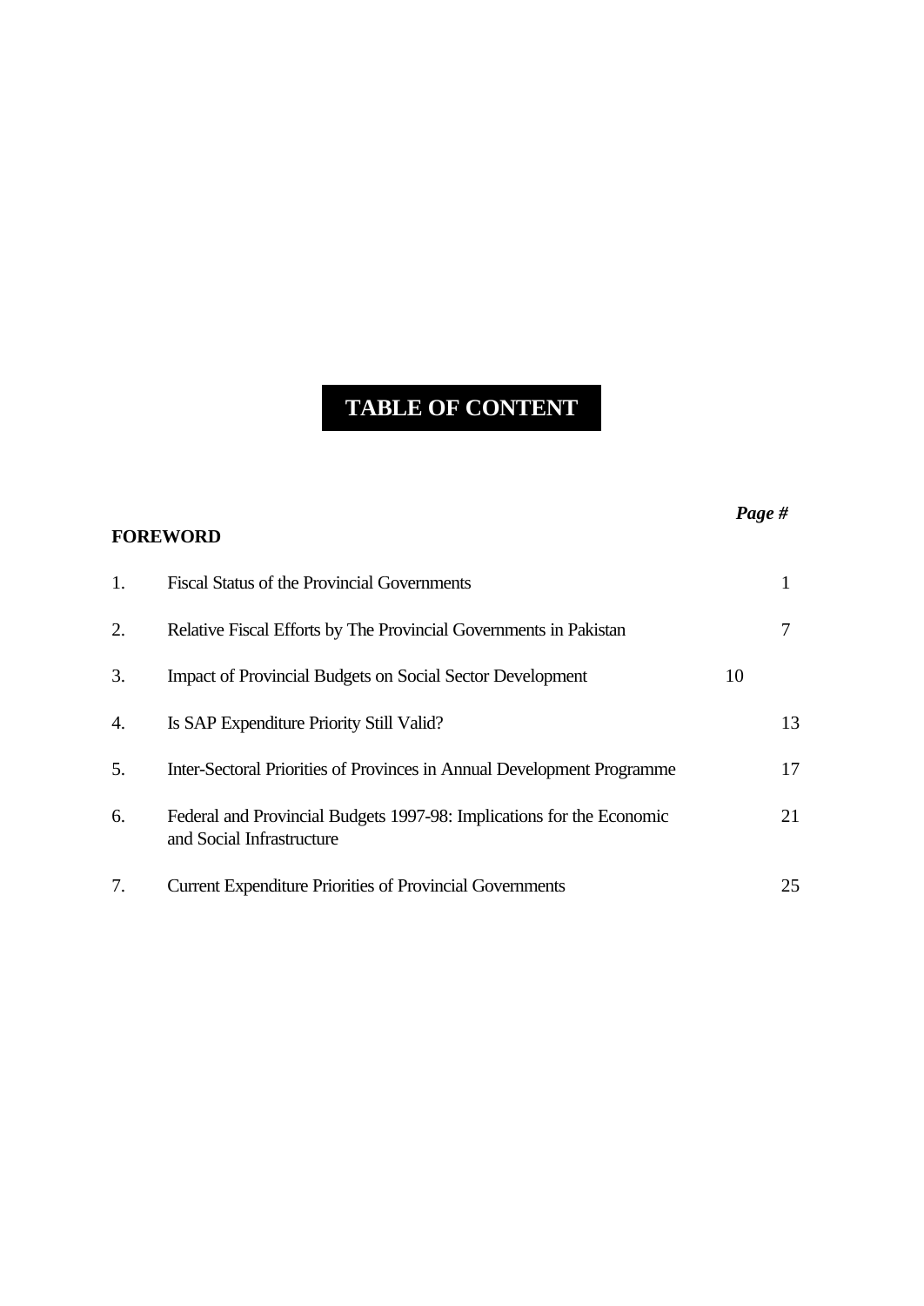# TABLE OF CONTENT

| | | *Page #* |
|---|---|---|
| **FOREWORD** | | |
| 1. | Fiscal Status of the Provincial Governments | 1 |
| 2. | Relative Fiscal Efforts by The Provincial Governments in Pakistan | 7 |
| 3. | Impact of Provincial Budgets on Social Sector Development | 10 |
| 4. | Is SAP Expenditure Priority Still Valid? | 13 |
| 5. | Inter-Sectoral Priorities of Provinces in Annual Development Programme | 17 |
| 6. | Federal and Provincial Budgets 1997-98: Implications for the Economic and Social Infrastructure | 21 |
| 7. | Current Expenditure Priorities of Provincial Governments | 25 |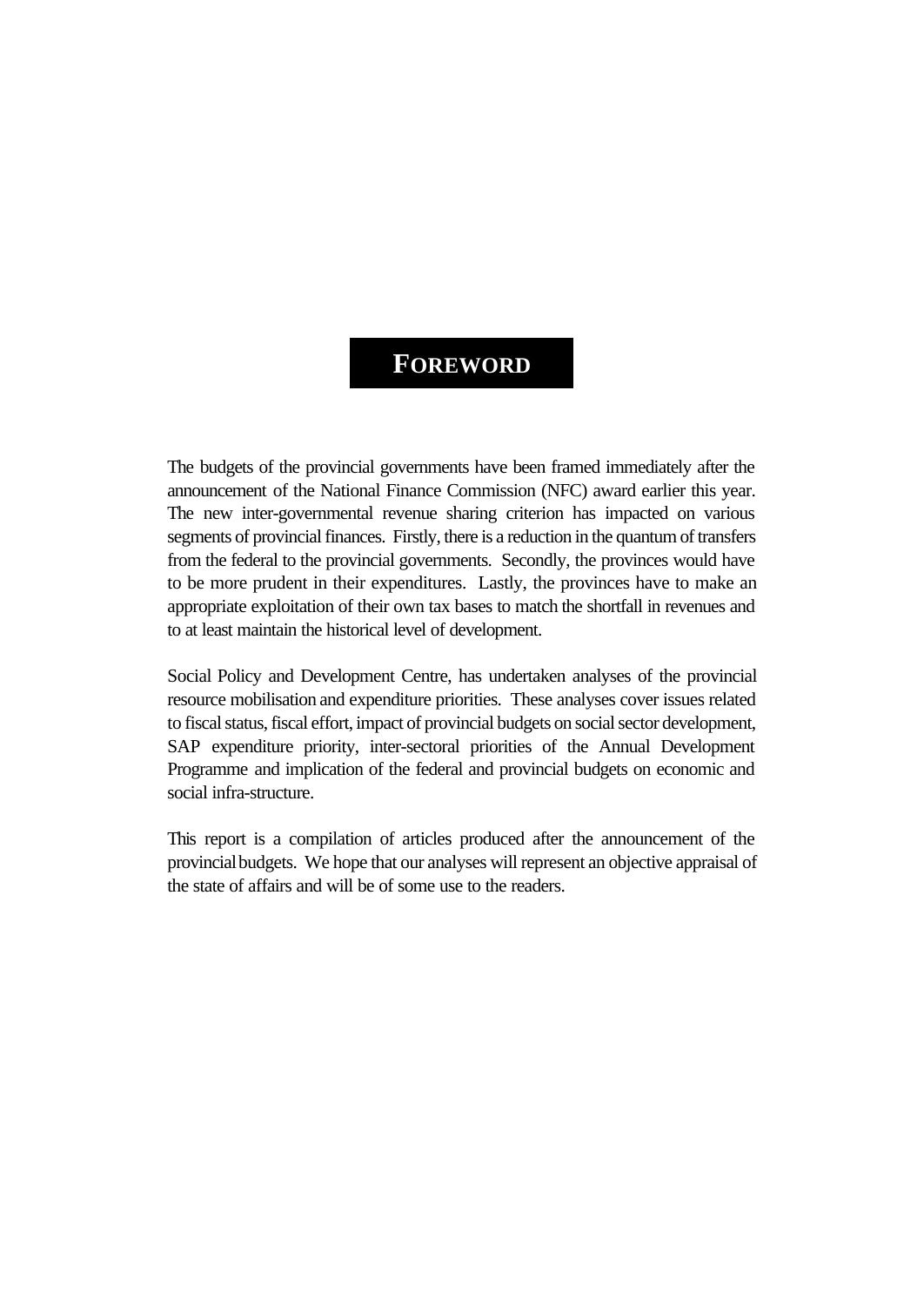# FOREWORD

The budgets of the provincial governments have been framed immediately after the announcement of the National Finance Commission (NFC) award earlier this year. The new inter-governmental revenue sharing criterion has impacted on various segments of provincial finances. Firstly, there is a reduction in the quantum of transfers from the federal to the provincial governments. Secondly, the provinces would have to be more prudent in their expenditures. Lastly, the provinces have to make an appropriate exploitation of their own tax bases to match the shortfall in revenues and to at least maintain the historical level of development.

Social Policy and Development Centre, has undertaken analyses of the provincial resource mobilisation and expenditure priorities. These analyses cover issues related to fiscal status, fiscal effort, impact of provincial budgets on social sector development, SAP expenditure priority, inter-sectoral priorities of the Annual Development Programme and implication of the federal and provincial budgets on economic and social infra-structure.

This report is a compilation of articles produced after the announcement of the provincial budgets. We hope that our analyses will represent an objective appraisal of the state of affairs and will be of some use to the readers.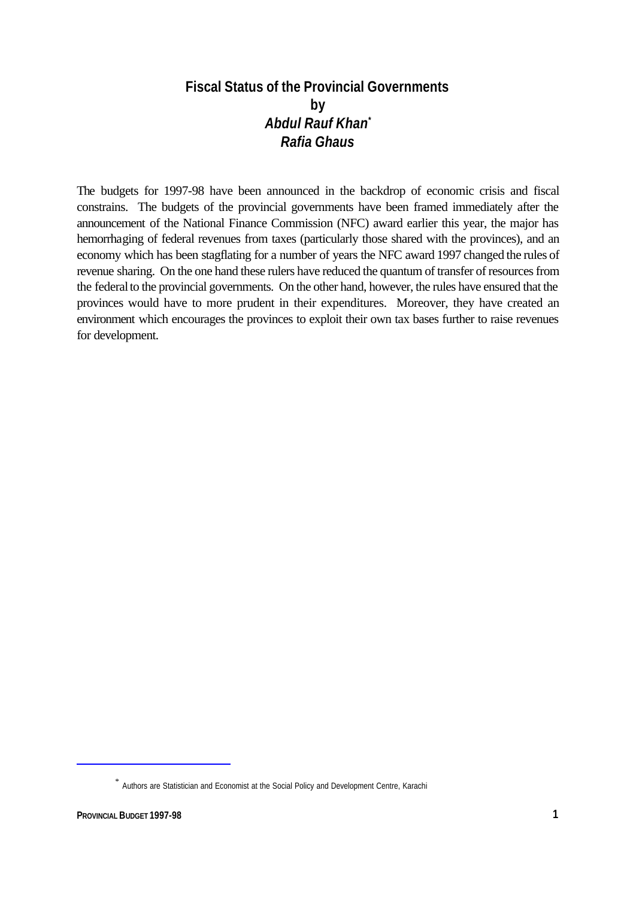# Fiscal Status of the Provincial Governments
**by**
***Abdul Rauf Khan*** [*]
***Rafia Ghaus***

The budgets for 1997-98 have been announced in the backdrop of economic crisis and fiscal constrains. The budgets of the provincial governments have been framed immediately after the announcement of the National Finance Commission (NFC) award earlier this year, the major has hemorrhaging of federal revenues from taxes (particularly those shared with the provinces), and an economy which has been stagflating for a number of years the NFC award 1997 changed the rules of revenue sharing. On the one hand these rulers have reduced the quantum of transfer of resources from the federal to the provincial governments. On the other hand, however, the rules have ensured that the provinces would have to more prudent in their expenditures. Moreover, they have created an environment which encourages the provinces to exploit their own tax bases further to raise revenues for development.

---

[*] Authors are Statistician and Economist at the Social Policy and Development Centre, Karachi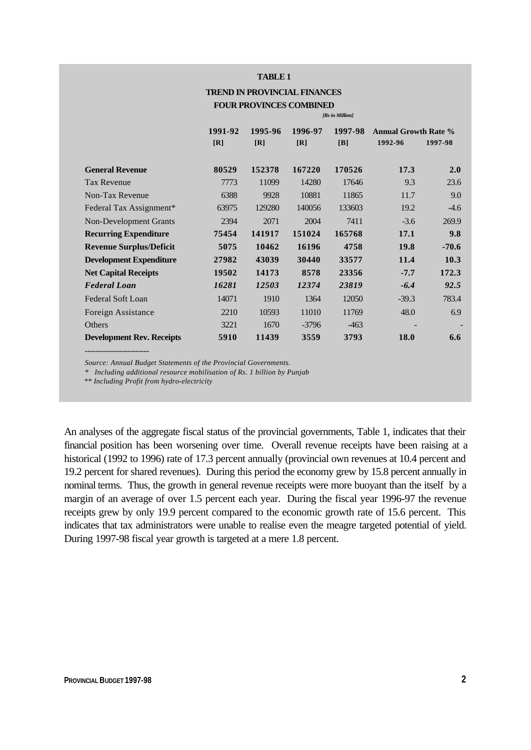**TABLE 1**

**TREND IN PROVINCIAL FINANCES**

**FOUR PROVINCES COMBINED**

*[Rs in Million]*

| | 1991-92 [R] | 1995-96 [R] | 1996-97 [R] | 1997-98 [B] | Annual Growth Rate % 1992-96 | 1997-98 |
|---|---|---|---|---|---|---|
| **General Revenue** | **80529** | **152378** | **167220** | **170526** | **17.3** | **2.0** |
| Tax Revenue | 7773 | 11099 | 14280 | 17646 | 9.3 | 23.6 |
| Non-Tax Revenue | 6388 | 9928 | 10881 | 11865 | 11.7 | 9.0 |
| Federal Tax Assignment* | 63975 | 129280 | 140056 | 133603 | 19.2 | -4.6 |
| Non-Development Grants | 2394 | 2071 | 2004 | 7411 | -3.6 | 269.9 |
| **Recurring Expenditure** | **75454** | **141917** | **151024** | **165768** | **17.1** | **9.8** |
| **Revenue Surplus/Deficit** | **5075** | **10462** | **16196** | **4758** | **19.8** | **-70.6** |
| **Development Expenditure** | **27982** | **43039** | **30440** | **33577** | **11.4** | **10.3** |
| **Net Capital Receipts** | **19502** | **14173** | **8578** | **23356** | **-7.7** | **172.3** |
| ***Federal Loan*** | ***16281*** | ***12503*** | ***12374*** | ***23819*** | ***-6.4*** | ***92.5*** |
| Federal Soft Loan | 14071 | 1910 | 1364 | 12050 | -39.3 | 783.4 |
| Foreign Assistance | 2210 | 10593 | 11010 | 11769 | 48.0 | 6.9 |
| Others | 3221 | 1670 | -3796 | -463 | - | - |
| **Development Rev. Receipts** | **5910** | **11439** | **3559** | **3793** | **18.0** | **6.6** |

*Source: Annual Budget Statements of the Provincial Governments.*

*\* Including additional resource mobilisation of Rs. 1 billion by Punjab*

*\*\* Including Profit from hydro-electricity*

An analyses of the aggregate fiscal status of the provincial governments, Table 1, indicates that their financial position has been worsening over time. Overall revenue receipts have been raising at a historical (1992 to 1996) rate of 17.3 percent annually (provincial own revenues at 10.4 percent and 19.2 percent for shared revenues). During this period the economy grew by 15.8 percent annually in nominal terms. Thus, the growth in general revenue receipts were more buoyant than the itself by a margin of an average of over 1.5 percent each year. During the fiscal year 1996-97 the revenue receipts grew by only 19.9 percent compared to the economic growth rate of 15.6 percent. This indicates that tax administrators were unable to realise even the meagre targeted potential of yield. During 1997-98 fiscal year growth is targeted at a mere 1.8 percent.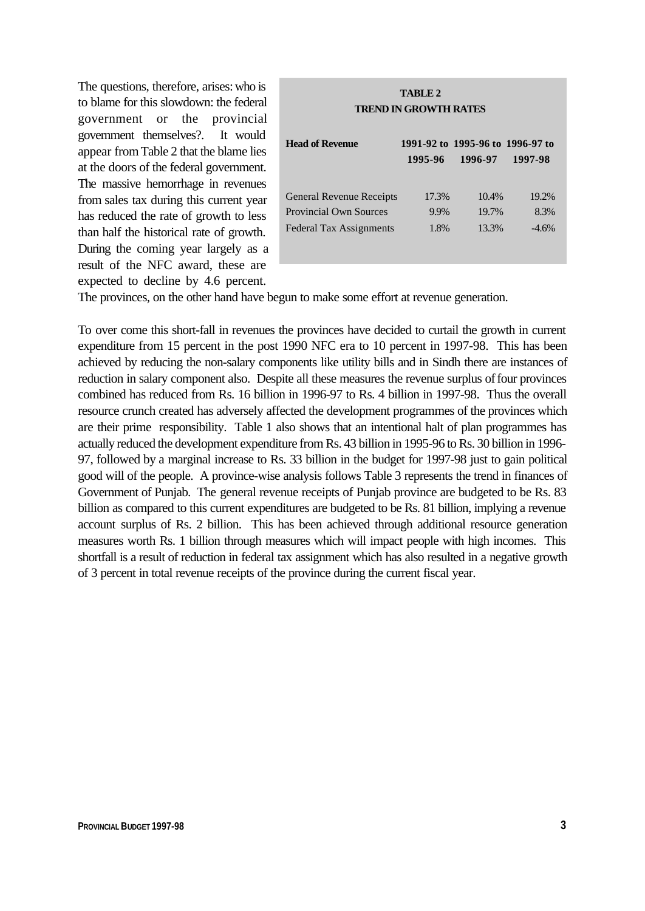The questions, therefore, arises: who is to blame for this slowdown: the federal government or the provincial government themselves?. It would appear from Table 2 that the blame lies at the doors of the federal government. The massive hemorrhage in revenues from sales tax during this current year has reduced the rate of growth to less than half the historical rate of growth. During the coming year largely as a result of the NFC award, these are expected to decline by 4.6 percent. The provinces, on the other hand have begun to make some effort at revenue generation.

**TABLE 2**
**TREND IN GROWTH RATES**

| Head of Revenue | 1991-92 to 1995-96 | 1995-96 to 1996-97 | 1996-97 to 1997-98 |
|---|---|---|---|
| General Revenue Receipts | 17.3% | 10.4% | 19.2% |
| Provincial Own Sources | 9.9% | 19.7% | 8.3% |
| Federal Tax Assignments | 1.8% | 13.3% | -4.6% |

To over come this short-fall in revenues the provinces have decided to curtail the growth in current expenditure from 15 percent in the post 1990 NFC era to 10 percent in 1997-98. This has been achieved by reducing the non-salary components like utility bills and in Sindh there are instances of reduction in salary component also. Despite all these measures the revenue surplus of four provinces combined has reduced from Rs. 16 billion in 1996-97 to Rs. 4 billion in 1997-98. Thus the overall resource crunch created has adversely affected the development programmes of the provinces which are their prime responsibility. Table 1 also shows that an intentional halt of plan programmes has actually reduced the development expenditure from Rs. 43 billion in 1995-96 to Rs. 30 billion in 1996-97, followed by a marginal increase to Rs. 33 billion in the budget for 1997-98 just to gain political good will of the people. A province-wise analysis follows Table 3 represents the trend in finances of Government of Punjab. The general revenue receipts of Punjab province are budgeted to be Rs. 83 billion as compared to this current expenditures are budgeted to be Rs. 81 billion, implying a revenue account surplus of Rs. 2 billion. This has been achieved through additional resource generation measures worth Rs. 1 billion through measures which will impact people with high incomes. This shortfall is a result of reduction in federal tax assignment which has also resulted in a negative growth of 3 percent in total revenue receipts of the province during the current fiscal year.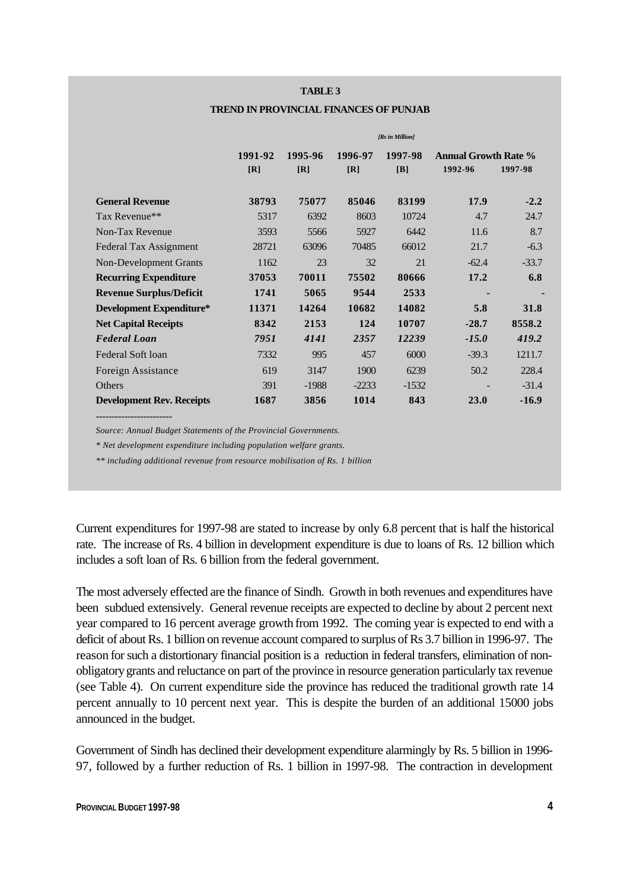**TABLE 3**

**TREND IN PROVINCIAL FINANCES OF PUNJAB**

*[Rs in Million]*

| | 1991-92 [R] | 1995-96 [R] | 1996-97 [R] | 1997-98 [B] | Annual Growth Rate % 1992-96 | 1997-98 |
|---|---|---|---|---|---|---|
| **General Revenue** | **38793** | **75077** | **85046** | **83199** | **17.9** | **-2.2** |
| Tax Revenue** | 5317 | 6392 | 8603 | 10724 | 4.7 | 24.7 |
| Non-Tax Revenue | 3593 | 5566 | 5927 | 6442 | 11.6 | 8.7 |
| Federal Tax Assignment | 28721 | 63096 | 70485 | 66012 | 21.7 | -6.3 |
| Non-Development Grants | 1162 | 23 | 32 | 21 | -62.4 | -33.7 |
| **Recurring Expenditure** | **37053** | **70011** | **75502** | **80666** | **17.2** | **6.8** |
| **Revenue Surplus/Deficit** | **1741** | **5065** | **9544** | **2533** | **-** | **-** |
| **Development Expenditure*** | **11371** | **14264** | **10682** | **14082** | **5.8** | **31.8** |
| **Net Capital Receipts** | **8342** | **2153** | **124** | **10707** | **-28.7** | **8558.2** |
| ***Federal Loan*** | ***7951*** | ***4141*** | ***2357*** | ***12239*** | ***-15.0*** | ***419.2*** |
| Federal Soft loan | 7332 | 995 | 457 | 6000 | -39.3 | 1211.7 |
| Foreign Assistance | 619 | 3147 | 1900 | 6239 | 50.2 | 228.4 |
| Others | 391 | -1988 | -2233 | -1532 | - | -31.4 |
| **Development Rev. Receipts** | **1687** | **3856** | **1014** | **843** | **23.0** | **-16.9** |

------------------------

*Source: Annual Budget Statements of the Provincial Governments.*

** Net development expenditure including population welfare grants.*

*** including additional revenue from resource mobilisation of Rs. 1 billion*

Current expenditures for 1997-98 are stated to increase by only 6.8 percent that is half the historical rate. The increase of Rs. 4 billion in development expenditure is due to loans of Rs. 12 billion which includes a soft loan of Rs. 6 billion from the federal government.

The most adversely effected are the finance of Sindh. Growth in both revenues and expenditures have been subdued extensively. General revenue receipts are expected to decline by about 2 percent next year compared to 16 percent average growth from 1992. The coming year is expected to end with a deficit of about Rs. 1 billion on revenue account compared to surplus of Rs 3.7 billion in 1996-97. The reason for such a distortionary financial position is a reduction in federal transfers, elimination of non-obligatory grants and reluctance on part of the province in resource generation particularly tax revenue (see Table 4). On current expenditure side the province has reduced the traditional growth rate 14 percent annually to 10 percent next year. This is despite the burden of an additional 15000 jobs announced in the budget.

Government of Sindh has declined their development expenditure alarmingly by Rs. 5 billion in 1996-97, followed by a further reduction of Rs. 1 billion in 1997-98. The contraction in development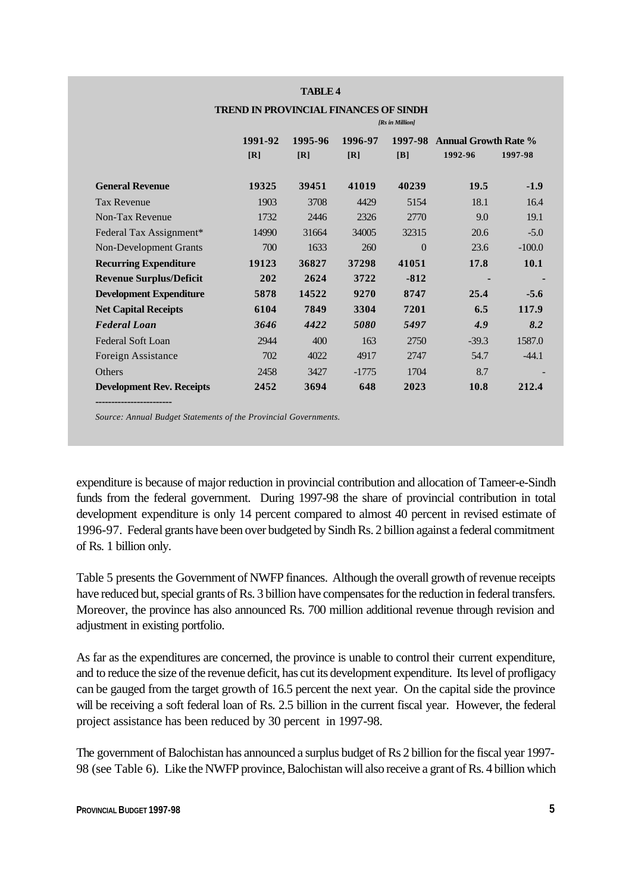**TABLE 4**

**TREND IN PROVINCIAL FINANCES OF SINDH**

*[Rs in Million]*

| | 1991-92 [R] | 1995-96 [R] | 1996-97 [R] | 1997-98 [B] | Annual Growth Rate % 1992-96 | 1997-98 |
|---|---|---|---|---|---|---|
| **General Revenue** | **19325** | **39451** | **41019** | **40239** | **19.5** | **-1.9** |
| Tax Revenue | 1903 | 3708 | 4429 | 5154 | 18.1 | 16.4 |
| Non-Tax Revenue | 1732 | 2446 | 2326 | 2770 | 9.0 | 19.1 |
| Federal Tax Assignment* | 14990 | 31664 | 34005 | 32315 | 20.6 | -5.0 |
| Non-Development Grants | 700 | 1633 | 260 | 0 | 23.6 | -100.0 |
| **Recurring Expenditure** | **19123** | **36827** | **37298** | **41051** | **17.8** | **10.1** |
| **Revenue Surplus/Deficit** | **202** | **2624** | **3722** | **-812** | **-** | **-** |
| **Development Expenditure** | **5878** | **14522** | **9270** | **8747** | **25.4** | **-5.6** |
| **Net Capital Receipts** | **6104** | **7849** | **3304** | **7201** | **6.5** | **117.9** |
| ***Federal Loan*** | ***3646*** | ***4422*** | ***5080*** | ***5497*** | ***4.9*** | ***8.2*** |
| Federal Soft Loan | 2944 | 400 | 163 | 2750 | -39.3 | 1587.0 |
| Foreign Assistance | 702 | 4022 | 4917 | 2747 | 54.7 | -44.1 |
| Others | 2458 | 3427 | -1775 | 1704 | 8.7 | - |
| **Development Rev. Receipts** | **2452** | **3694** | **648** | **2023** | **10.8** | **212.4** |

------------------------

*Source: Annual Budget Statements of the Provincial Governments.*

expenditure is because of major reduction in provincial contribution and allocation of Tameer-e-Sindh funds from the federal government. During 1997-98 the share of provincial contribution in total development expenditure is only 14 percent compared to almost 40 percent in revised estimate of 1996-97. Federal grants have been over budgeted by Sindh Rs. 2 billion against a federal commitment of Rs. 1 billion only.

Table 5 presents the Government of NWFP finances. Although the overall growth of revenue receipts have reduced but, special grants of Rs. 3 billion have compensates for the reduction in federal transfers. Moreover, the province has also announced Rs. 700 million additional revenue through revision and adjustment in existing portfolio.

As far as the expenditures are concerned, the province is unable to control their current expenditure, and to reduce the size of the revenue deficit, has cut its development expenditure. Its level of profligacy can be gauged from the target growth of 16.5 percent the next year. On the capital side the province will be receiving a soft federal loan of Rs. 2.5 billion in the current fiscal year. However, the federal project assistance has been reduced by 30 percent in 1997-98.

The government of Balochistan has announced a surplus budget of Rs 2 billion for the fiscal year 1997-98 (see Table 6). Like the NWFP province, Balochistan will also receive a grant of Rs. 4 billion which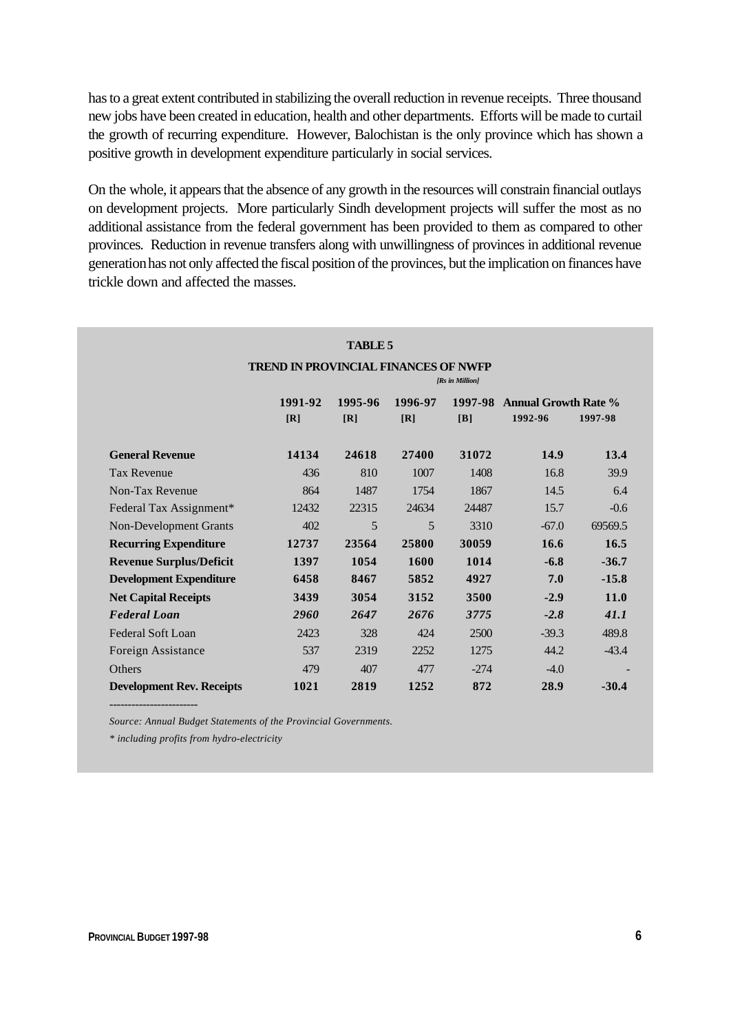has to a great extent contributed in stabilizing the overall reduction in revenue receipts. Three thousand new jobs have been created in education, health and other departments. Efforts will be made to curtail the growth of recurring expenditure. However, Balochistan is the only province which has shown a positive growth in development expenditure particularly in social services.

On the whole, it appears that the absence of any growth in the resources will constrain financial outlays on development projects. More particularly Sindh development projects will suffer the most as no additional assistance from the federal government has been provided to them as compared to other provinces. Reduction in revenue transfers along with unwillingness of provinces in additional revenue generation has not only affected the fiscal position of the provinces, but the implication on finances have trickle down and affected the masses.

**TABLE 5**

**TREND IN PROVINCIAL FINANCES OF NWFP**

*[Rs in Million]*

| | 1991-92 [R] | 1995-96 [R] | 1996-97 [R] | 1997-98 [B] | Annual Growth Rate % 1992-96 | 1997-98 |
|---|---|---|---|---|---|---|
| **General Revenue** | **14134** | **24618** | **27400** | **31072** | **14.9** | **13.4** |
| Tax Revenue | 436 | 810 | 1007 | 1408 | 16.8 | 39.9 |
| Non-Tax Revenue | 864 | 1487 | 1754 | 1867 | 14.5 | 6.4 |
| Federal Tax Assignment* | 12432 | 22315 | 24634 | 24487 | 15.7 | -0.6 |
| Non-Development Grants | 402 | 5 | 5 | 3310 | -67.0 | 69569.5 |
| **Recurring Expenditure** | **12737** | **23564** | **25800** | **30059** | **16.6** | **16.5** |
| **Revenue Surplus/Deficit** | **1397** | **1054** | **1600** | **1014** | **-6.8** | **-36.7** |
| **Development Expenditure** | **6458** | **8467** | **5852** | **4927** | **7.0** | **-15.8** |
| **Net Capital Receipts** | **3439** | **3054** | **3152** | **3500** | **-2.9** | **11.0** |
| ***Federal Loan*** | ***2960*** | ***2647*** | ***2676*** | ***3775*** | ***-2.8*** | ***41.1*** |
| Federal Soft Loan | 2423 | 328 | 424 | 2500 | -39.3 | 489.8 |
| Foreign Assistance | 537 | 2319 | 2252 | 1275 | 44.2 | -43.4 |
| Others | 479 | 407 | 477 | -274 | -4.0 | - |
| **Development Rev. Receipts** | **1021** | **2819** | **1252** | **872** | **28.9** | **-30.4** |

------------------------

*Source: Annual Budget Statements of the Provincial Governments.*

*\* including profits from hydro-electricity*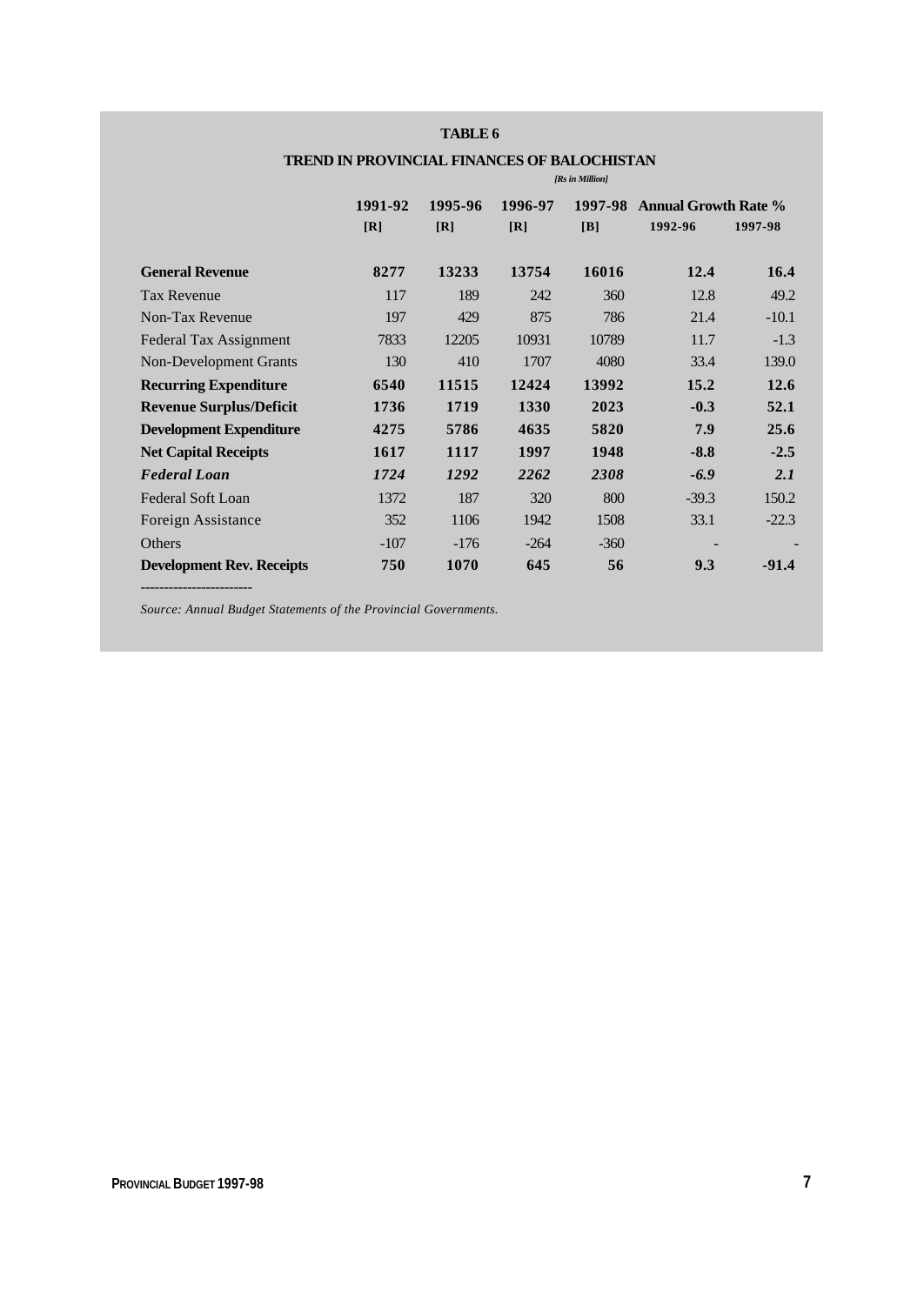**TABLE 6**

**TREND IN PROVINCIAL FINANCES OF BALOCHISTAN**

*[Rs in Million]*

| | 1991-92 [R] | 1995-96 [R] | 1996-97 [R] | 1997-98 [B] | Annual Growth Rate % 1992-96 | 1997-98 |
|---|---|---|---|---|---|---|
| **General Revenue** | **8277** | **13233** | **13754** | **16016** | **12.4** | **16.4** |
| Tax Revenue | 117 | 189 | 242 | 360 | 12.8 | 49.2 |
| Non-Tax Revenue | 197 | 429 | 875 | 786 | 21.4 | -10.1 |
| Federal Tax Assignment | 7833 | 12205 | 10931 | 10789 | 11.7 | -1.3 |
| Non-Development Grants | 130 | 410 | 1707 | 4080 | 33.4 | 139.0 |
| **Recurring Expenditure** | **6540** | **11515** | **12424** | **13992** | **15.2** | **12.6** |
| **Revenue Surplus/Deficit** | **1736** | **1719** | **1330** | **2023** | **-0.3** | **52.1** |
| **Development Expenditure** | **4275** | **5786** | **4635** | **5820** | **7.9** | **25.6** |
| **Net Capital Receipts** | **1617** | **1117** | **1997** | **1948** | **-8.8** | **-2.5** |
| ***Federal Loan*** | ***1724*** | ***1292*** | ***2262*** | ***2308*** | ***-6.9*** | ***2.1*** |
| Federal Soft Loan | 1372 | 187 | 320 | 800 | -39.3 | 150.2 |
| Foreign Assistance | 352 | 1106 | 1942 | 1508 | 33.1 | -22.3 |
| Others | -107 | -176 | -264 | -360 | - | - |
| **Development Rev. Receipts** | **750** | **1070** | **645** | **56** | **9.3** | **-91.4** |

------------------------

*Source: Annual Budget Statements of the Provincial Governments.*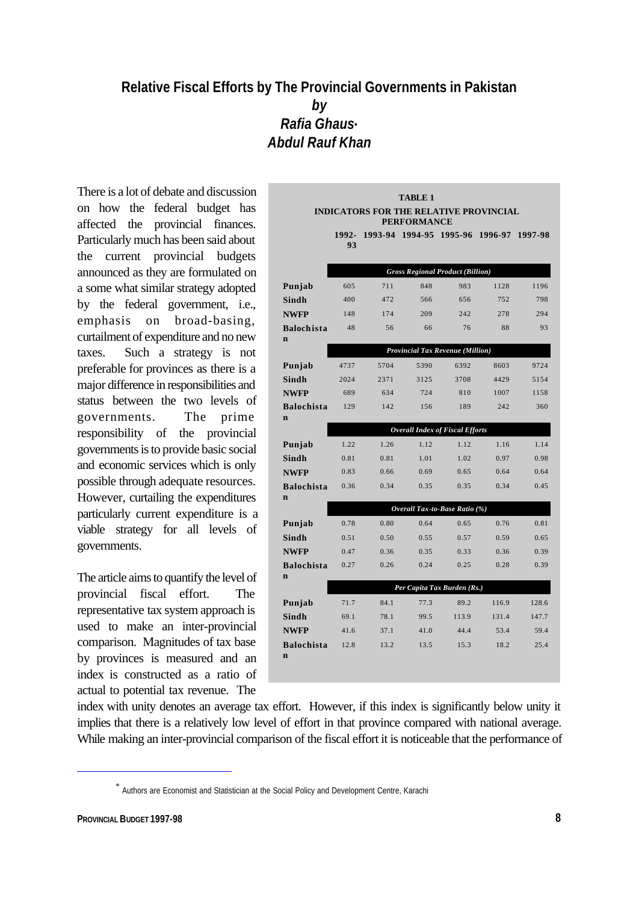# Relative Fiscal Efforts by The Provincial Governments in Pakistan

***by***

***Rafia Ghaus****

***Abdul Rauf Khan***

There is a lot of debate and discussion on how the federal budget has affected the provincial finances. Particularly much has been said about the current provincial budgets announced as they are formulated on a some what similar strategy adopted by the federal government, i.e., emphasis on broad-basing, curtailment of expenditure and no new taxes. Such a strategy is not preferable for provinces as there is a major difference in responsibilities and status between the two levels of governments. The prime responsibility of the provincial governments is to provide basic social and economic services which is only possible through adequate resources. However, curtailing the expenditures particularly current expenditure is a viable strategy for all levels of governments.

**TABLE 1**
**INDICATORS FOR THE RELATIVE PROVINCIAL PERFORMANCE**

| | 1992-93 | 1993-94 | 1994-95 | 1995-96 | 1996-97 | 1997-98 |
|---|---|---|---|---|---|---|
| | ***Gross Regional Product (Billion)*** | | | | | |
| **Punjab** | 605 | 711 | 848 | 983 | 1128 | 1196 |
| **Sindh** | 400 | 472 | 566 | 656 | 752 | 798 |
| **NWFP** | 148 | 174 | 209 | 242 | 278 | 294 |
| **Balochistan** | 48 | 56 | 66 | 76 | 88 | 93 |
| | ***Provincial Tax Revenue (Million)*** | | | | | |
| **Punjab** | 4737 | 5704 | 5390 | 6392 | 8603 | 9724 |
| **Sindh** | 2024 | 2371 | 3125 | 3708 | 4429 | 5154 |
| **NWFP** | 689 | 634 | 724 | 810 | 1007 | 1158 |
| **Balochistan** | 129 | 142 | 156 | 189 | 242 | 360 |
| | ***Overall Index of Fiscal Efforts*** | | | | | |
| **Punjab** | 1.22 | 1.26 | 1.12 | 1.12 | 1.16 | 1.14 |
| **Sindh** | 0.81 | 0.81 | 1.01 | 1.02 | 0.97 | 0.98 |
| **NWFP** | 0.83 | 0.66 | 0.69 | 0.65 | 0.64 | 0.64 |
| **Balochistan** | 0.36 | 0.34 | 0.35 | 0.35 | 0.34 | 0.45 |
| | ***Overall Tax-to-Base Ratio (%)*** | | | | | |
| **Punjab** | 0.78 | 0.80 | 0.64 | 0.65 | 0.76 | 0.81 |
| **Sindh** | 0.51 | 0.50 | 0.55 | 0.57 | 0.59 | 0.65 |
| **NWFP** | 0.47 | 0.36 | 0.35 | 0.33 | 0.36 | 0.39 |
| **Balochistan** | 0.27 | 0.26 | 0.24 | 0.25 | 0.28 | 0.39 |
| | ***Per Capita Tax Burden (Rs.)*** | | | | | |
| **Punjab** | 71.7 | 84.1 | 77.3 | 89.2 | 116.9 | 128.6 |
| **Sindh** | 69.1 | 78.1 | 99.5 | 113.9 | 131.4 | 147.7 |
| **NWFP** | 41.6 | 37.1 | 41.0 | 44.4 | 53.4 | 59.4 |
| **Balochistan** | 12.8 | 13.2 | 13.5 | 15.3 | 18.2 | 25.4 |

The article aims to quantify the level of provincial fiscal effort. The representative tax system approach is used to make an inter-provincial comparison. Magnitudes of tax base by provinces is measured and an index is constructed as a ratio of actual to potential tax revenue. The index with unity denotes an average tax effort. However, if this index is significantly below unity it implies that there is a relatively low level of effort in that province compared with national average. While making an inter-provincial comparison of the fiscal effort it is noticeable that the performance of

---

* Authors are Economist and Statistician at the Social Policy and Development Centre, Karachi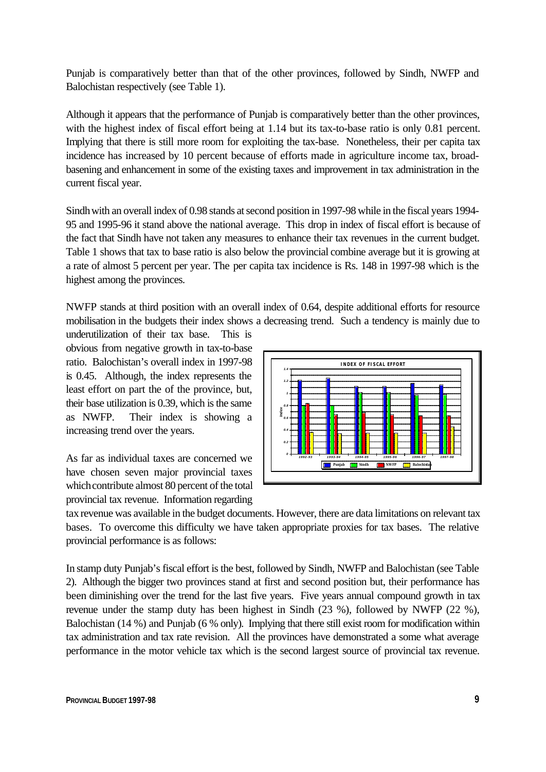Punjab is comparatively better than that of the other provinces, followed by Sindh, NWFP and Balochistan respectively (see Table 1).

Although it appears that the performance of Punjab is comparatively better than the other provinces, with the highest index of fiscal effort being at 1.14 but its tax-to-base ratio is only 0.81 percent. Implying that there is still more room for exploiting the tax-base. Nonetheless, their per capita tax incidence has increased by 10 percent because of efforts made in agriculture income tax, broad-basening and enhancement in some of the existing taxes and improvement in tax administration in the current fiscal year.

Sindh with an overall index of 0.98 stands at second position in 1997-98 while in the fiscal years 1994-95 and 1995-96 it stand above the national average. This drop in index of fiscal effort is because of the fact that Sindh have not taken any measures to enhance their tax revenues in the current budget. Table 1 shows that tax to base ratio is also below the provincial combine average but it is growing at a rate of almost 5 percent per year. The per capita tax incidence is Rs. 148 in 1997-98 which is the highest among the provinces.

NWFP stands at third position with an overall index of 0.64, despite additional efforts for resource mobilisation in the budgets their index shows a decreasing trend. Such a tendency is mainly due to underutilization of their tax base. This is obvious from negative growth in tax-to-base ratio. Balochistan's overall index in 1997-98 is 0.45. Although, the index represents the least effort on part the of the province, but, their base utilization is 0.39, which is the same as NWFP. Their index is showing a increasing trend over the years.

As far as individual taxes are concerned we have chosen seven major provincial taxes which contribute almost 80 percent of the total provincial tax revenue. Information regarding tax revenue was available in the budget documents. However, there are data limitations on relevant tax bases. To overcome this difficulty we have taken appropriate proxies for tax bases. The relative provincial performance is as follows:

In stamp duty Punjab's fiscal effort is the best, followed by Sindh, NWFP and Balochistan (see Table 2). Although the bigger two provinces stand at first and second position but, their performance has been diminishing over the trend for the last five years. Five years annual compound growth in tax revenue under the stamp duty has been highest in Sindh (23 %), followed by NWFP (22 %), Balochistan (14 %) and Punjab (6 % only). Implying that there still exist room for modification within tax administration and tax rate revision. All the provinces have demonstrated a some what average performance in the motor vehicle tax which is the second largest source of provincial tax revenue.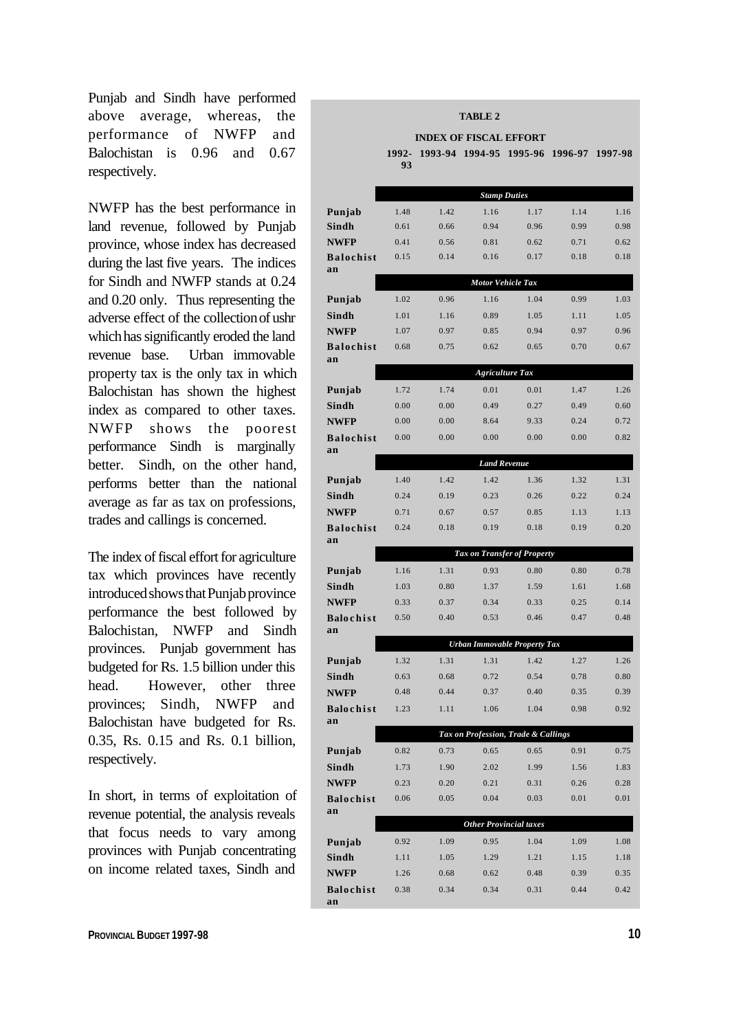Punjab and Sindh have performed above average, whereas, the performance of NWFP and Balochistan is 0.96 and 0.67 respectively.

NWFP has the best performance in land revenue, followed by Punjab province, whose index has decreased during the last five years. The indices for Sindh and NWFP stands at 0.24 and 0.20 only. Thus representing the adverse effect of the collection of ushr which has significantly eroded the land revenue base. Urban immovable property tax is the only tax in which Balochistan has shown the highest index as compared to other taxes. NWFP shows the poorest performance Sindh is marginally better. Sindh, on the other hand, performs better than the national average as far as tax on professions, trades and callings is concerned.

The index of fiscal effort for agriculture tax which provinces have recently introduced shows that Punjab province performance the best followed by Balochistan, NWFP and Sindh provinces. Punjab government has budgeted for Rs. 1.5 billion under this head. However, other three provinces; Sindh, NWFP and Balochistan have budgeted for Rs. 0.35, Rs. 0.15 and Rs. 0.1 billion, respectively.

In short, in terms of exploitation of revenue potential, the analysis reveals that focus needs to vary among provinces with Punjab concentrating on income related taxes, Sindh and

**TABLE 2**

**INDEX OF FISCAL EFFORT**

| | 1992-93 | 1993-94 | 1994-95 | 1995-96 | 1996-97 | 1997-98 |
|---|---|---|---|---|---|---|
| ***Stamp Duties*** | | | | | | |
| **Punjab** | 1.48 | 1.42 | 1.16 | 1.17 | 1.14 | 1.16 |
| **Sindh** | 0.61 | 0.66 | 0.94 | 0.96 | 0.99 | 0.98 |
| **NWFP** | 0.41 | 0.56 | 0.81 | 0.62 | 0.71 | 0.62 |
| **Balochistan** | 0.15 | 0.14 | 0.16 | 0.17 | 0.18 | 0.18 |
| ***Motor Vehicle Tax*** | | | | | | |
| **Punjab** | 1.02 | 0.96 | 1.16 | 1.04 | 0.99 | 1.03 |
| **Sindh** | 1.01 | 1.16 | 0.89 | 1.05 | 1.11 | 1.05 |
| **NWFP** | 1.07 | 0.97 | 0.85 | 0.94 | 0.97 | 0.96 |
| **Balochistan** | 0.68 | 0.75 | 0.62 | 0.65 | 0.70 | 0.67 |
| ***Agriculture Tax*** | | | | | | |
| **Punjab** | 1.72 | 1.74 | 0.01 | 0.01 | 1.47 | 1.26 |
| **Sindh** | 0.00 | 0.00 | 0.49 | 0.27 | 0.49 | 0.60 |
| **NWFP** | 0.00 | 0.00 | 8.64 | 9.33 | 0.24 | 0.72 |
| **Balochistan** | 0.00 | 0.00 | 0.00 | 0.00 | 0.00 | 0.82 |
| ***Land Revenue*** | | | | | | |
| **Punjab** | 1.40 | 1.42 | 1.42 | 1.36 | 1.32 | 1.31 |
| **Sindh** | 0.24 | 0.19 | 0.23 | 0.26 | 0.22 | 0.24 |
| **NWFP** | 0.71 | 0.67 | 0.57 | 0.85 | 1.13 | 1.13 |
| **Balochistan** | 0.24 | 0.18 | 0.19 | 0.18 | 0.19 | 0.20 |
| ***Tax on Transfer of Property*** | | | | | | |
| **Punjab** | 1.16 | 1.31 | 0.93 | 0.80 | 0.80 | 0.78 |
| **Sindh** | 1.03 | 0.80 | 1.37 | 1.59 | 1.61 | 1.68 |
| **NWFP** | 0.33 | 0.37 | 0.34 | 0.33 | 0.25 | 0.14 |
| **Balochistan** | 0.50 | 0.40 | 0.53 | 0.46 | 0.47 | 0.48 |
| ***Urban Immovable Property Tax*** | | | | | | |
| **Punjab** | 1.32 | 1.31 | 1.31 | 1.42 | 1.27 | 1.26 |
| **Sindh** | 0.63 | 0.68 | 0.72 | 0.54 | 0.78 | 0.80 |
| **NWFP** | 0.48 | 0.44 | 0.37 | 0.40 | 0.35 | 0.39 |
| **Balochistan** | 1.23 | 1.11 | 1.06 | 1.04 | 0.98 | 0.92 |
| ***Tax on Profession, Trade & Callings*** | | | | | | |
| **Punjab** | 0.82 | 0.73 | 0.65 | 0.65 | 0.91 | 0.75 |
| **Sindh** | 1.73 | 1.90 | 2.02 | 1.99 | 1.56 | 1.83 |
| **NWFP** | 0.23 | 0.20 | 0.21 | 0.31 | 0.26 | 0.28 |
| **Balochistan** | 0.06 | 0.05 | 0.04 | 0.03 | 0.01 | 0.01 |
| ***Other Provincial taxes*** | | | | | | |
| **Punjab** | 0.92 | 1.09 | 0.95 | 1.04 | 1.09 | 1.08 |
| **Sindh** | 1.11 | 1.05 | 1.29 | 1.21 | 1.15 | 1.18 |
| **NWFP** | 1.26 | 0.68 | 0.62 | 0.48 | 0.39 | 0.35 |
| **Balochistan** | 0.38 | 0.34 | 0.34 | 0.31 | 0.44 | 0.42 |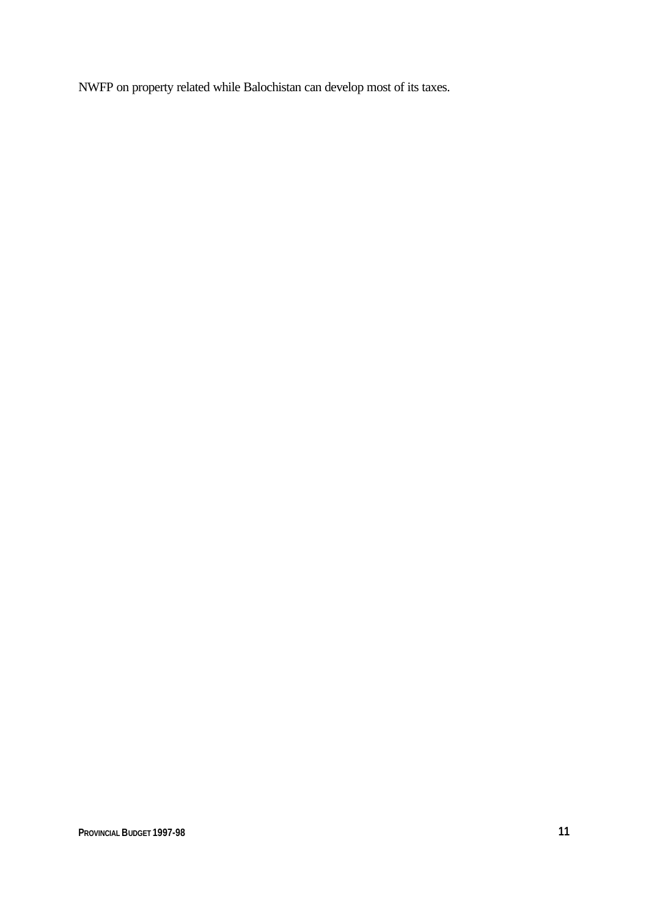NWFP on property related while Balochistan can develop most of its taxes.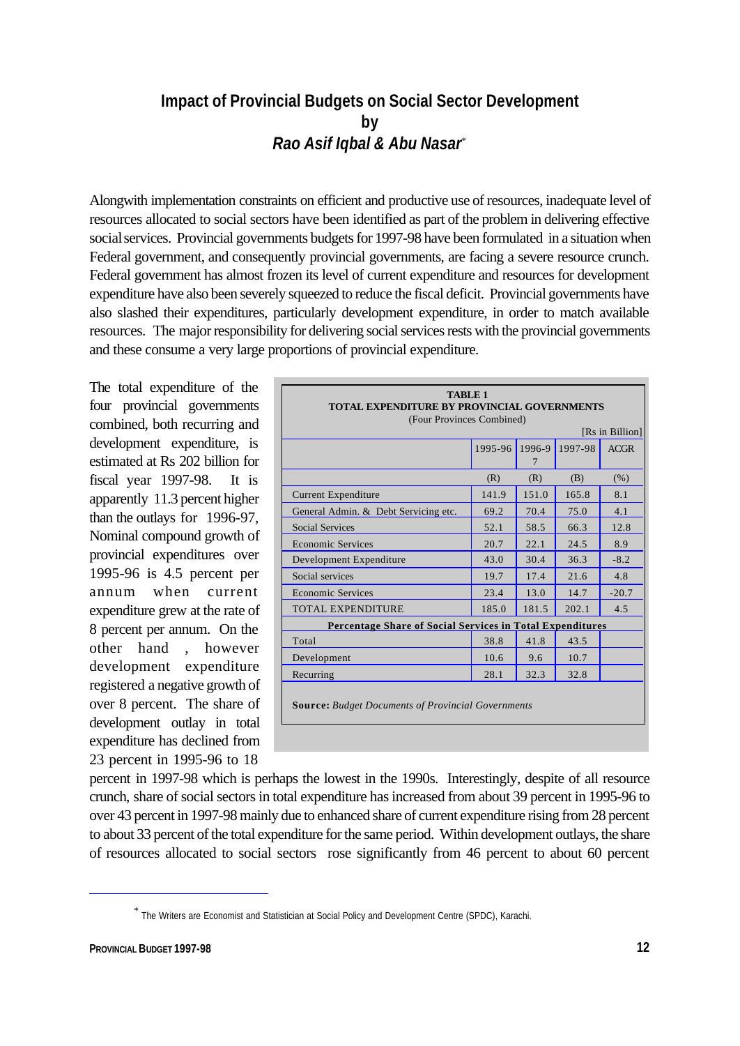# Impact of Provincial Budgets on Social Sector Development
by
*Rao Asif Iqbal & Abu Nasar*[*]

Alongwith implementation constraints on efficient and productive use of resources, inadequate level of resources allocated to social sectors have been identified as part of the problem in delivering effective social services. Provincial governments budgets for 1997-98 have been formulated in a situation when Federal government, and consequently provincial governments, are facing a severe resource crunch. Federal government has almost frozen its level of current expenditure and resources for development expenditure have also been severely squeezed to reduce the fiscal deficit. Provincial governments have also slashed their expenditures, particularly development expenditure, in order to match available resources. The major responsibility for delivering social services rests with the provincial governments and these consume a very large proportions of provincial expenditure.

**TABLE 1**
**TOTAL EXPENDITURE BY PROVINCIAL GOVERNMENTS**
(Four Provinces Combined)

[Rs in Billion]

| | 1995-96 | 1996-97 | 1997-98 | ACGR |
|---|---|---|---|---|
| | (R) | (R) | (B) | (%) |
| Current Expenditure | 141.9 | 151.0 | 165.8 | 8.1 |
| General Admin. & Debt Servicing etc. | 69.2 | 70.4 | 75.0 | 4.1 |
| Social Services | 52.1 | 58.5 | 66.3 | 12.8 |
| Economic Services | 20.7 | 22.1 | 24.5 | 8.9 |
| Development Expenditure | 43.0 | 30.4 | 36.3 | -8.2 |
| Social services | 19.7 | 17.4 | 21.6 | 4.8 |
| Economic Services | 23.4 | 13.0 | 14.7 | -20.7 |
| TOTAL EXPENDITURE | 185.0 | 181.5 | 202.1 | 4.5 |
| **Percentage Share of Social Services in Total Expenditures** | | | | |
| Total | 38.8 | 41.8 | 43.5 | |
| Development | 10.6 | 9.6 | 10.7 | |
| Recurring | 28.1 | 32.3 | 32.8 | |

**Source:** *Budget Documents of Provincial Governments*

The total expenditure of the four provincial governments combined, both recurring and development expenditure, is estimated at Rs 202 billion for fiscal year 1997-98. It is apparently 11.3 percent higher than the outlays for 1996-97, Nominal compound growth of provincial expenditures over 1995-96 is 4.5 percent per annum when current expenditure grew at the rate of 8 percent per annum. On the other hand , however development expenditure registered a negative growth of over 8 percent. The share of development outlay in total expenditure has declined from 23 percent in 1995-96 to 18 percent in 1997-98 which is perhaps the lowest in the 1990s. Interestingly, despite of all resource crunch, share of social sectors in total expenditure has increased from about 39 percent in 1995-96 to over 43 percent in 1997-98 mainly due to enhanced share of current expenditure rising from 28 percent to about 33 percent of the total expenditure for the same period. Within development outlays, the share of resources allocated to social sectors rose significantly from 46 percent to about 60 percent

[*] The Writers are Economist and Statistician at Social Policy and Development Centre (SPDC), Karachi.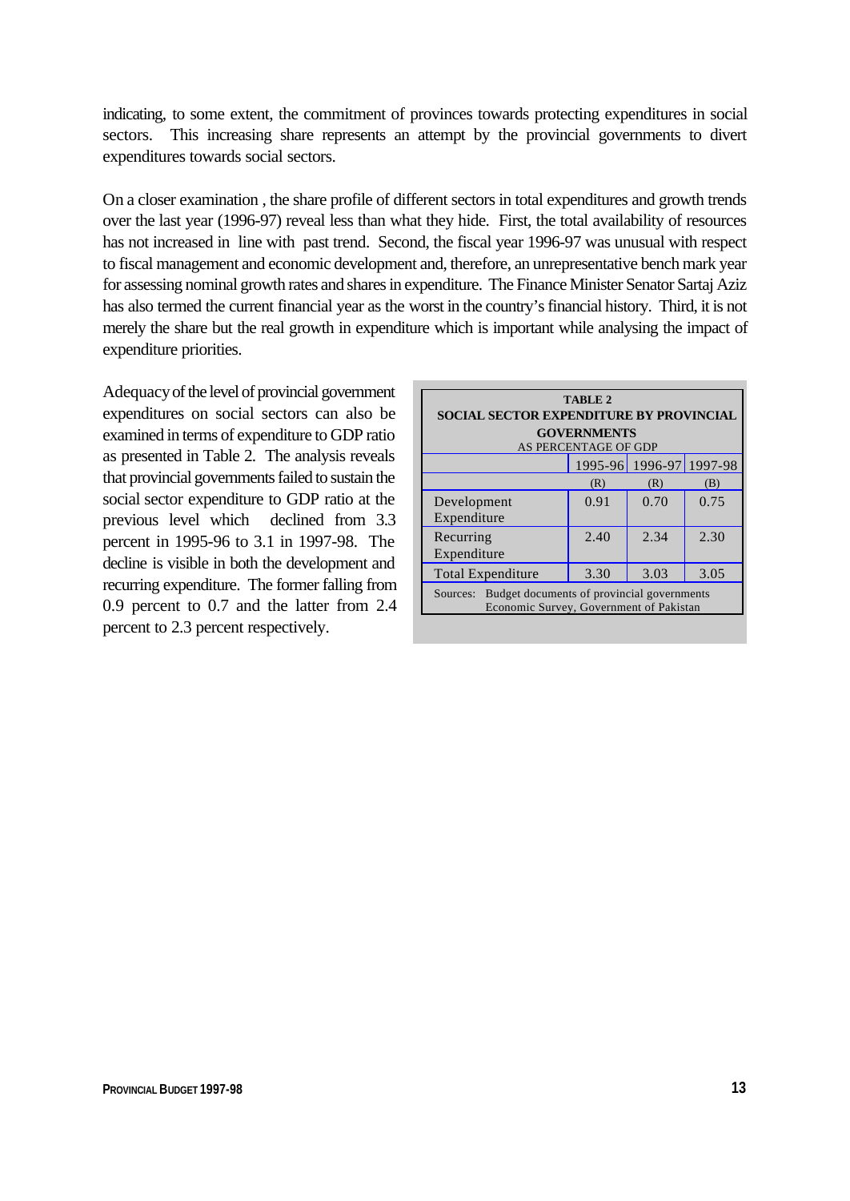indicating, to some extent, the commitment of provinces towards protecting expenditures in social sectors. This increasing share represents an attempt by the provincial governments to divert expenditures towards social sectors.

On a closer examination , the share profile of different sectors in total expenditures and growth trends over the last year (1996-97) reveal less than what they hide. First, the total availability of resources has not increased in line with past trend. Second, the fiscal year 1996-97 was unusual with respect to fiscal management and economic development and, therefore, an unrepresentative bench mark year for assessing nominal growth rates and shares in expenditure. The Finance Minister Senator Sartaj Aziz has also termed the current financial year as the worst in the country's financial history. Third, it is not merely the share but the real growth in expenditure which is important while analysing the impact of expenditure priorities.

Adequacy of the level of provincial government expenditures on social sectors can also be examined in terms of expenditure to GDP ratio as presented in Table 2. The analysis reveals that provincial governments failed to sustain the social sector expenditure to GDP ratio at the previous level which declined from 3.3 percent in 1995-96 to 3.1 in 1997-98. The decline is visible in both the development and recurring expenditure. The former falling from 0.9 percent to 0.7 and the latter from 2.4 percent to 2.3 percent respectively.

**TABLE 2**
**SOCIAL SECTOR EXPENDITURE BY PROVINCIAL GOVERNMENTS**
AS PERCENTAGE OF GDP

| | 1995-96 | 1996-97 | 1997-98 |
|---|---|---|---|
| | (R) | (R) | (B) |
| Development Expenditure | 0.91 | 0.70 | 0.75 |
| Recurring Expenditure | 2.40 | 2.34 | 2.30 |
| Total Expenditure | 3.30 | 3.03 | 3.05 |

Sources: Budget documents of provincial governments
Economic Survey, Government of Pakistan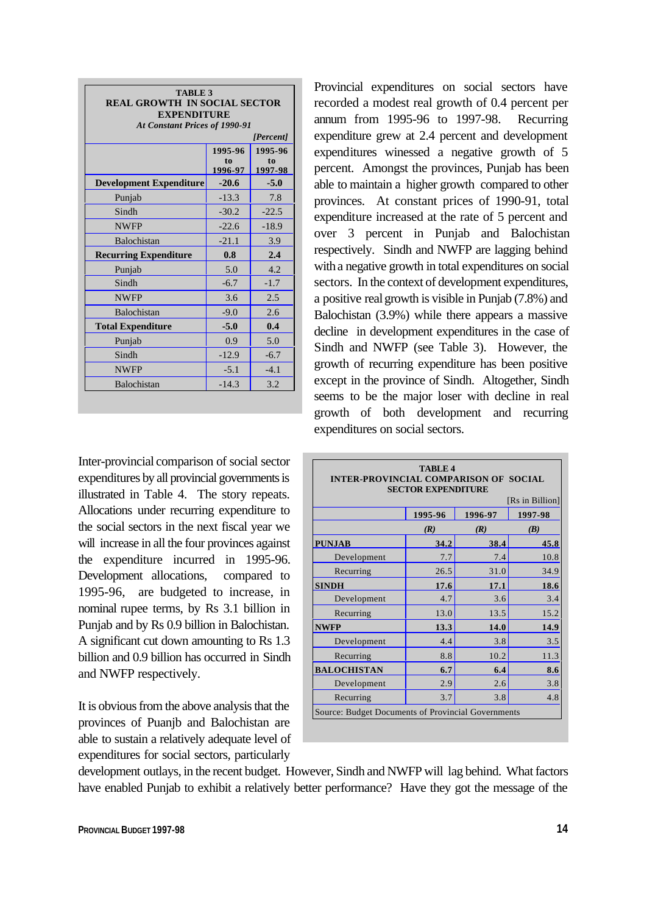**TABLE 3**
**REAL GROWTH IN SOCIAL SECTOR EXPENDITURE**
*At Constant Prices of 1990-91*

*[Percent]*

| | 1995-96 to 1996-97 | 1995-96 to 1997-98 |
|---|---|---|
| **Development Expenditure** | **-20.6** | **-5.0** |
| Punjab | -13.3 | 7.8 |
| Sindh | -30.2 | -22.5 |
| NWFP | -22.6 | -18.9 |
| Balochistan | -21.1 | 3.9 |
| **Recurring Expenditure** | **0.8** | **2.4** |
| Punjab | 5.0 | 4.2 |
| Sindh | -6.7 | -1.7 |
| NWFP | 3.6 | 2.5 |
| Balochistan | -9.0 | 2.6 |
| **Total Expenditure** | **-5.0** | **0.4** |
| Punjab | 0.9 | 5.0 |
| Sindh | -12.9 | -6.7 |
| NWFP | -5.1 | -4.1 |
| Balochistan | -14.3 | 3.2 |

Provincial expenditures on social sectors have recorded a modest real growth of 0.4 percent per annum from 1995-96 to 1997-98. Recurring expenditure grew at 2.4 percent and development expenditures winessed a negative growth of 5 percent. Amongst the provinces, Punjab has been able to maintain a higher growth compared to other provinces. At constant prices of 1990-91, total expenditure increased at the rate of 5 percent and over 3 percent in Punjab and Balochistan respectively. Sindh and NWFP are lagging behind with a negative growth in total expenditures on social sectors. In the context of development expenditures, a positive real growth is visible in Punjab (7.8%) and Balochistan (3.9%) while there appears a massive decline in development expenditures in the case of Sindh and NWFP (see Table 3). However, the growth of recurring expenditure has been positive except in the province of Sindh. Altogether, Sindh seems to be the major loser with decline in real growth of both development and recurring expenditures on social sectors.

Inter-provincial comparison of social sector expenditures by all provincial governments is illustrated in Table 4. The story repeats. Allocations under recurring expenditure to the social sectors in the next fiscal year we will increase in all the four provinces against the expenditure incurred in 1995-96. Development allocations, compared to 1995-96, are budgeted to increase, in nominal rupee terms, by Rs 3.1 billion in Punjab and by Rs 0.9 billion in Balochistan. A significant cut down amounting to Rs 1.3 billion and 0.9 billion has occurred in Sindh and NWFP respectively.

**TABLE 4**
**INTER-PROVINCIAL COMPARISON OF SOCIAL SECTOR EXPENDITURE**

[Rs in Billion]

| | 1995-96 | 1996-97 | 1997-98 |
|---|---|---|---|
| | *(R)* | *(R)* | *(B)* |
| **PUNJAB** | **34.2** | **38.4** | **45.8** |
| Development | 7.7 | 7.4 | 10.8 |
| Recurring | 26.5 | 31.0 | 34.9 |
| **SINDH** | **17.6** | **17.1** | **18.6** |
| Development | 4.7 | 3.6 | 3.4 |
| Recurring | 13.0 | 13.5 | 15.2 |
| **NWFP** | **13.3** | **14.0** | **14.9** |
| Development | 4.4 | 3.8 | 3.5 |
| Recurring | 8.8 | 10.2 | 11.3 |
| **BALOCHISTAN** | **6.7** | **6.4** | **8.6** |
| Development | 2.9 | 2.6 | 3.8 |
| Recurring | 3.7 | 3.8 | 4.8 |

Source: Budget Documents of Provincial Governments

It is obvious from the above analysis that the provinces of Puanjb and Balochistan are able to sustain a relatively adequate level of expenditures for social sectors, particularly development outlays, in the recent budget. However, Sindh and NWFP will lag behind. What factors have enabled Punjab to exhibit a relatively better performance? Have they got the message of the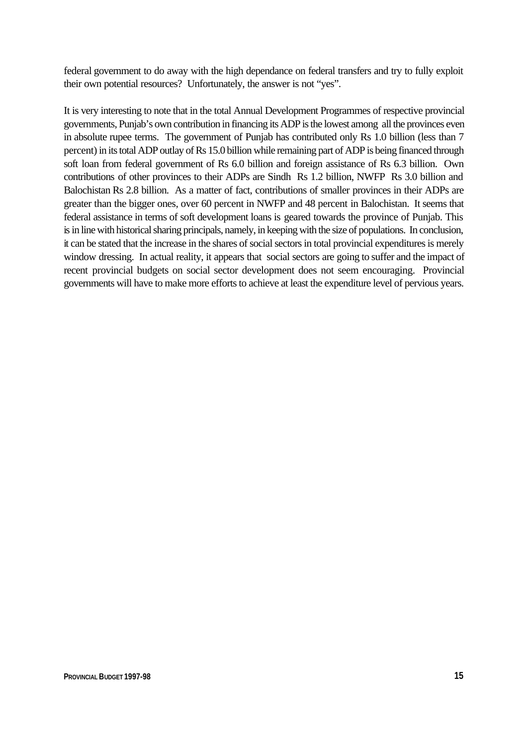federal government to do away with the high dependance on federal transfers and try to fully exploit their own potential resources? Unfortunately, the answer is not "yes".

It is very interesting to note that in the total Annual Development Programmes of respective provincial governments, Punjab's own contribution in financing its ADP is the lowest among all the provinces even in absolute rupee terms. The government of Punjab has contributed only Rs 1.0 billion (less than 7 percent) in its total ADP outlay of Rs 15.0 billion while remaining part of ADP is being financed through soft loan from federal government of Rs 6.0 billion and foreign assistance of Rs 6.3 billion. Own contributions of other provinces to their ADPs are Sindh Rs 1.2 billion, NWFP Rs 3.0 billion and Balochistan Rs 2.8 billion. As a matter of fact, contributions of smaller provinces in their ADPs are greater than the bigger ones, over 60 percent in NWFP and 48 percent in Balochistan. It seems that federal assistance in terms of soft development loans is geared towards the province of Punjab. This is in line with historical sharing principals, namely, in keeping with the size of populations. In conclusion, it can be stated that the increase in the shares of social sectors in total provincial expenditures is merely window dressing. In actual reality, it appears that social sectors are going to suffer and the impact of recent provincial budgets on social sector development does not seem encouraging. Provincial governments will have to make more efforts to achieve at least the expenditure level of pervious years.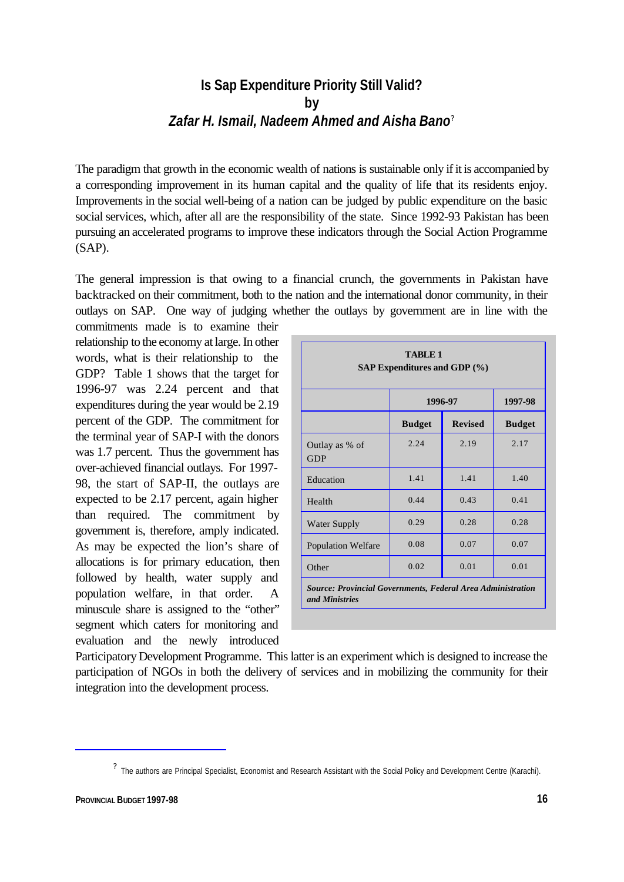# Is Sap Expenditure Priority Still Valid?

**by**

***Zafar H. Ismail, Nadeem Ahmed and Aisha Bano***[?]

The paradigm that growth in the economic wealth of nations is sustainable only if it is accompanied by a corresponding improvement in its human capital and the quality of life that its residents enjoy. Improvements in the social well-being of a nation can be judged by public expenditure on the basic social services, which, after all are the responsibility of the state. Since 1992-93 Pakistan has been pursuing an accelerated programs to improve these indicators through the Social Action Programme (SAP).

The general impression is that owing to a financial crunch, the governments in Pakistan have backtracked on their commitment, both to the nation and the international donor community, in their outlays on SAP. One way of judging whether the outlays by government are in line with the commitments made is to examine their relationship to the economy at large. In other words, what is their relationship to the GDP? Table 1 shows that the target for 1996-97 was 2.24 percent and that expenditures during the year would be 2.19 percent of the GDP. The commitment for the terminal year of SAP-I with the donors was 1.7 percent. Thus the government has over-achieved financial outlays. For 1997-98, the start of SAP-II, the outlays are expected to be 2.17 percent, again higher than required. The commitment by government is, therefore, amply indicated. As may be expected the lion's share of allocations is for primary education, then followed by health, water supply and population welfare, in that order. A minuscule share is assigned to the "other" segment which caters for monitoring and evaluation and the newly introduced Participatory Development Programme. This latter is an experiment which is designed to increase the participation of NGOs in both the delivery of services and in mobilizing the community for their integration into the development process.

**TABLE 1**
**SAP Expenditures and GDP (%)**

| | 1996-97 | | 1997-98 |
|---|---|---|---|
| | **Budget** | **Revised** | **Budget** |
| Outlay as % of GDP | 2.24 | 2.19 | 2.17 |
| Education | 1.41 | 1.41 | 1.40 |
| Health | 0.44 | 0.43 | 0.41 |
| Water Supply | 0.29 | 0.28 | 0.28 |
| Population Welfare | 0.08 | 0.07 | 0.07 |
| Other | 0.02 | 0.01 | 0.01 |

***Source: Provincial Governments, Federal Area Administration and Ministries***

[?] The authors are Principal Specialist, Economist and Research Assistant with the Social Policy and Development Centre (Karachi).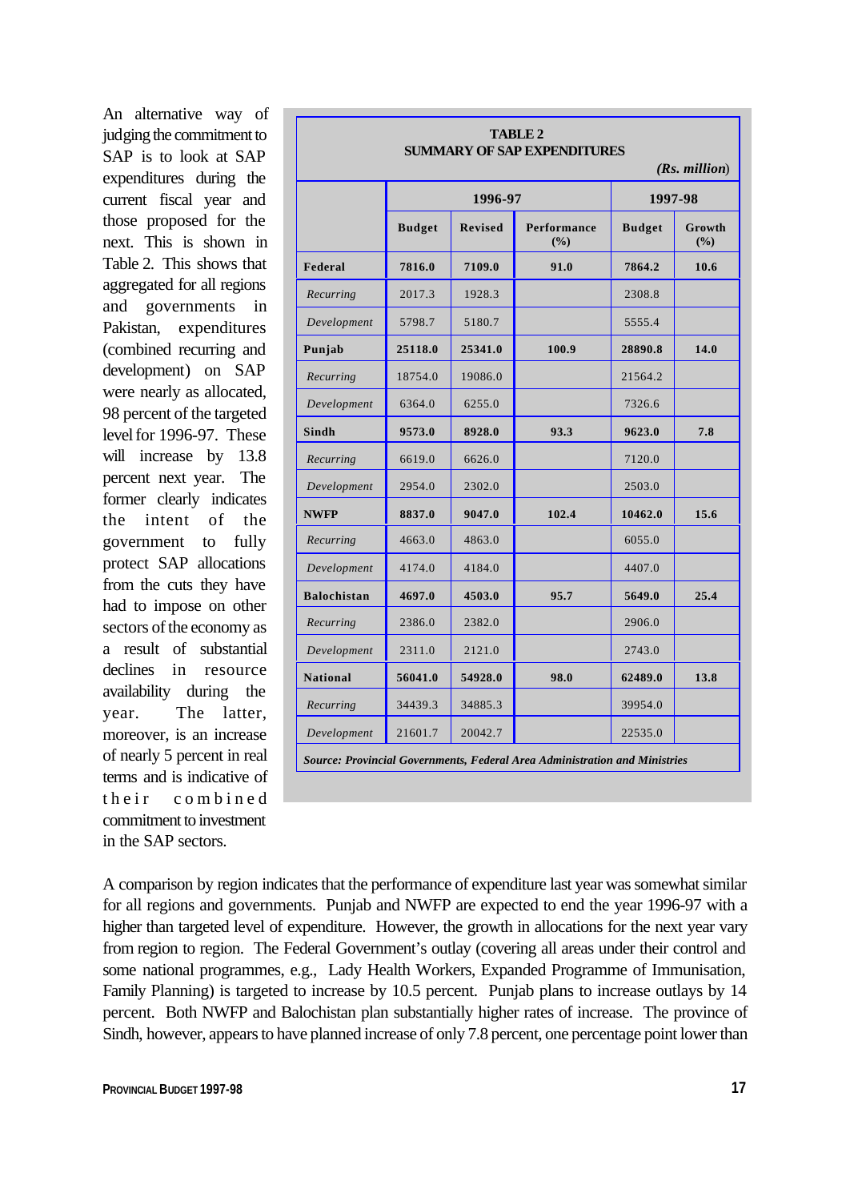An alternative way of judging the commitment to SAP is to look at SAP expenditures during the current fiscal year and those proposed for the next. This is shown in Table 2. This shows that aggregated for all regions and governments in Pakistan, expenditures (combined recurring and development) on SAP were nearly as allocated, 98 percent of the targeted level for 1996-97. These will increase by 13.8 percent next year. The former clearly indicates the intent of the government to fully protect SAP allocations from the cuts they have had to impose on other sectors of the economy as a result of substantial declines in resource availability during the year. The latter, moreover, is an increase of nearly 5 percent in real terms and is indicative of their combined commitment to investment in the SAP sectors.

**TABLE 2**
**SUMMARY OF SAP EXPENDITURES**

*(Rs. million)*

| | 1996-97 | | | 1997-98 | |
|---|---|---|---|---|---|
| | **Budget** | **Revised** | **Performance (%)** | **Budget** | **Growth (%)** |
| **Federal** | **7816.0** | **7109.0** | **91.0** | **7864.2** | **10.6** |
| *Recurring* | 2017.3 | 1928.3 | | 2308.8 | |
| *Development* | 5798.7 | 5180.7 | | 5555.4 | |
| **Punjab** | **25118.0** | **25341.0** | **100.9** | **28890.8** | **14.0** |
| *Recurring* | 18754.0 | 19086.0 | | 21564.2 | |
| *Development* | 6364.0 | 6255.0 | | 7326.6 | |
| **Sindh** | **9573.0** | **8928.0** | **93.3** | **9623.0** | **7.8** |
| *Recurring* | 6619.0 | 6626.0 | | 7120.0 | |
| *Development* | 2954.0 | 2302.0 | | 2503.0 | |
| **NWFP** | **8837.0** | **9047.0** | **102.4** | **10462.0** | **15.6** |
| *Recurring* | 4663.0 | 4863.0 | | 6055.0 | |
| *Development* | 4174.0 | 4184.0 | | 4407.0 | |
| **Balochistan** | **4697.0** | **4503.0** | **95.7** | **5649.0** | **25.4** |
| *Recurring* | 2386.0 | 2382.0 | | 2906.0 | |
| *Development* | 2311.0 | 2121.0 | | 2743.0 | |
| **National** | **56041.0** | **54928.0** | **98.0** | **62489.0** | **13.8** |
| *Recurring* | 34439.3 | 34885.3 | | 39954.0 | |
| *Development* | 21601.7 | 20042.7 | | 22535.0 | |

***Source: Provincial Governments, Federal Area Administration and Ministries***

A comparison by region indicates that the performance of expenditure last year was somewhat similar for all regions and governments. Punjab and NWFP are expected to end the year 1996-97 with a higher than targeted level of expenditure. However, the growth in allocations for the next year vary from region to region. The Federal Government's outlay (covering all areas under their control and some national programmes, e.g., Lady Health Workers, Expanded Programme of Immunisation, Family Planning) is targeted to increase by 10.5 percent. Punjab plans to increase outlays by 14 percent. Both NWFP and Balochistan plan substantially higher rates of increase. The province of Sindh, however, appears to have planned increase of only 7.8 percent, one percentage point lower than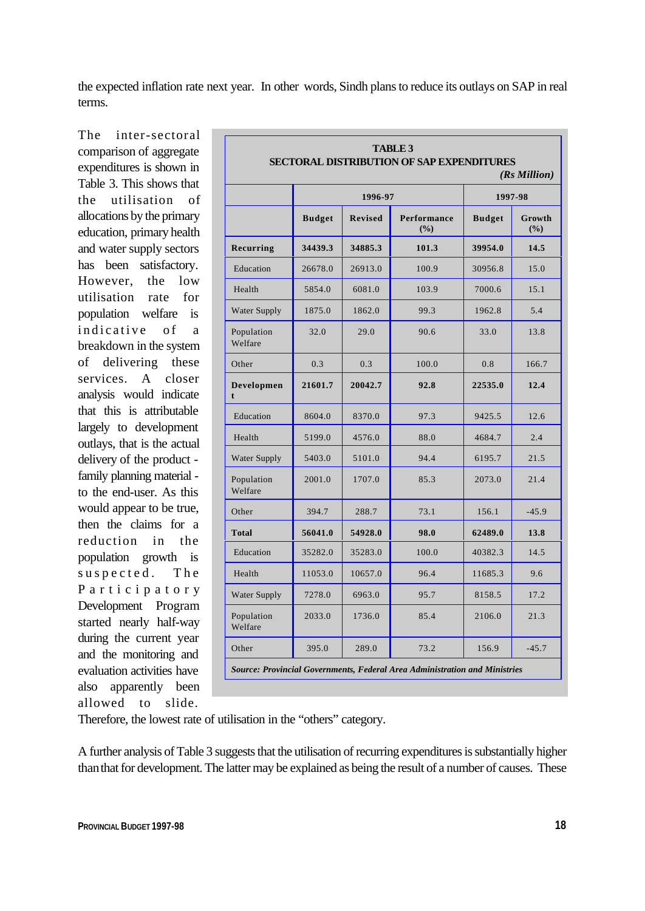the expected inflation rate next year. In other words, Sindh plans to reduce its outlays on SAP in real terms.

The inter-sectoral comparison of aggregate expenditures is shown in Table 3. This shows that the utilisation of allocations by the primary education, primary health and water supply sectors has been satisfactory. However, the low utilisation rate for population welfare is indicative of a breakdown in the system of delivering these services. A closer analysis would indicate that this is attributable largely to development outlays, that is the actual delivery of the product - family planning material - to the end-user. As this would appear to be true, then the claims for a reduction in the population growth is suspected. The Participatory Development Program started nearly half-way during the current year and the monitoring and evaluation activities have also apparently been allowed to slide. Therefore, the lowest rate of utilisation in the "others" category.

**TABLE 3**
**SECTORAL DISTRIBUTION OF SAP EXPENDITURES**
***(Rs Million)***

| | 1996-97 | | | 1997-98 | |
|---|---|---|---|---|---|
| | **Budget** | **Revised** | **Performance (%)** | **Budget** | **Growth (%)** |
| **Recurring** | **34439.3** | **34885.3** | **101.3** | **39954.0** | **14.5** |
| Education | 26678.0 | 26913.0 | 100.9 | 30956.8 | 15.0 |
| Health | 5854.0 | 6081.0 | 103.9 | 7000.6 | 15.1 |
| Water Supply | 1875.0 | 1862.0 | 99.3 | 1962.8 | 5.4 |
| Population Welfare | 32.0 | 29.0 | 90.6 | 33.0 | 13.8 |
| Other | 0.3 | 0.3 | 100.0 | 0.8 | 166.7 |
| **Development** | **21601.7** | **20042.7** | **92.8** | **22535.0** | **12.4** |
| Education | 8604.0 | 8370.0 | 97.3 | 9425.5 | 12.6 |
| Health | 5199.0 | 4576.0 | 88.0 | 4684.7 | 2.4 |
| Water Supply | 5403.0 | 5101.0 | 94.4 | 6195.7 | 21.5 |
| Population Welfare | 2001.0 | 1707.0 | 85.3 | 2073.0 | 21.4 |
| Other | 394.7 | 288.7 | 73.1 | 156.1 | -45.9 |
| **Total** | **56041.0** | **54928.0** | **98.0** | **62489.0** | **13.8** |
| Education | 35282.0 | 35283.0 | 100.0 | 40382.3 | 14.5 |
| Health | 11053.0 | 10657.0 | 96.4 | 11685.3 | 9.6 |
| Water Supply | 7278.0 | 6963.0 | 95.7 | 8158.5 | 17.2 |
| Population Welfare | 2033.0 | 1736.0 | 85.4 | 2106.0 | 21.3 |
| Other | 395.0 | 289.0 | 73.2 | 156.9 | -45.7 |

***Source: Provincial Governments, Federal Area Administration and Ministries***

A further analysis of Table 3 suggests that the utilisation of recurring expenditures is substantially higher than that for development. The latter may be explained as being the result of a number of causes. These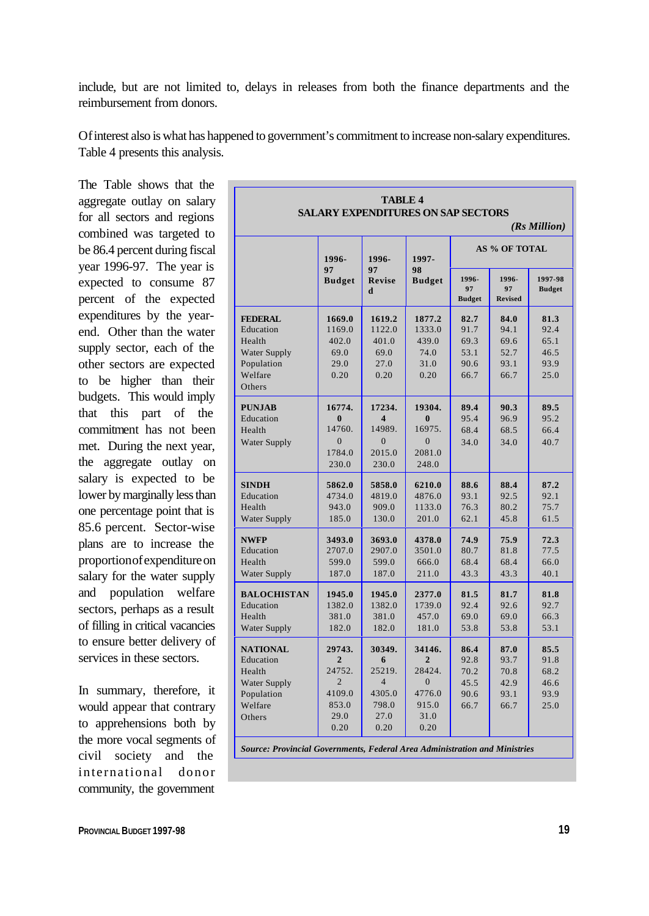include, but are not limited to, delays in releases from both the finance departments and the reimbursement from donors.

Of interest also is what has happened to government's commitment to increase non-salary expenditures. Table 4 presents this analysis.

The Table shows that the aggregate outlay on salary for all sectors and regions combined was targeted to be 86.4 percent during fiscal year 1996-97. The year is expected to consume 87 percent of the expected expenditures by the year-end. Other than the water supply sector, each of the other sectors are expected to be higher than their budgets. This would imply that this part of the commitment has not been met. During the next year, the aggregate outlay on salary is expected to be lower by marginally less than one percentage point that is 85.6 percent. Sector-wise plans are to increase the proportion of expenditure on salary for the water supply and population welfare sectors, perhaps as a result of filling in critical vacancies to ensure better delivery of services in these sectors.

In summary, therefore, it would appear that contrary to apprehensions both by the more vocal segments of civil society and the international donor community, the government

**TABLE 4**
**SALARY EXPENDITURES ON SAP SECTORS**
*(Rs Million)*

| | 1996-97 Budget | 1996-97 Revised | 1997-98 Budget | AS % OF TOTAL | | |
|---|---|---|---|---|---|---|
| | | | | 1996-97 Budget | 1996-97 Revised | 1997-98 Budget |
| **FEDERAL** | **1669.0** | **1619.2** | **1877.2** | **82.7** | **84.0** | **81.3** |
| Education | 1169.0 | 1122.0 | 1333.0 | 91.7 | 94.1 | 92.4 |
| Health | 402.0 | 401.0 | 439.0 | 69.3 | 69.6 | 65.1 |
| Water Supply | 69.0 | 69.0 | 74.0 | 53.1 | 52.7 | 46.5 |
| Population Welfare | 29.0 | 27.0 | 31.0 | 90.6 | 93.1 | 93.9 |
| Others | 0.20 | 0.20 | 0.20 | 66.7 | 66.7 | 25.0 |
| **PUNJAB** | **16774.0** | **17234.4** | **19304.0** | **89.4** | **90.3** | **89.5** |
| Education | 14760.0 | 14989.0 | 16975.0 | 95.4 | 96.9 | 95.2 |
| Health | 1784.0 | 2015.0 | 2081.0 | 68.4 | 68.5 | 66.4 |
| Water Supply | 230.0 | 230.0 | 248.0 | 34.0 | 34.0 | 40.7 |
| **SINDH** | **5862.0** | **5858.0** | **6210.0** | **88.6** | **88.4** | **87.2** |
| Education | 4734.0 | 4819.0 | 4876.0 | 93.1 | 92.5 | 92.1 |
| Health | 943.0 | 909.0 | 1133.0 | 76.3 | 80.2 | 75.7 |
| Water Supply | 185.0 | 130.0 | 201.0 | 62.1 | 45.8 | 61.5 |
| **NWFP** | **3493.0** | **3693.0** | **4378.0** | **74.9** | **75.9** | **72.3** |
| Education | 2707.0 | 2907.0 | 3501.0 | 80.7 | 81.8 | 77.5 |
| Health | 599.0 | 599.0 | 666.0 | 68.4 | 68.4 | 66.0 |
| Water Supply | 187.0 | 187.0 | 211.0 | 43.3 | 43.3 | 40.1 |
| **BALOCHISTAN** | **1945.0** | **1945.0** | **2377.0** | **81.5** | **81.7** | **81.8** |
| Education | 1382.0 | 1382.0 | 1739.0 | 92.4 | 92.6 | 92.7 |
| Health | 381.0 | 381.0 | 457.0 | 69.0 | 69.0 | 66.3 |
| Water Supply | 182.0 | 182.0 | 181.0 | 53.8 | 53.8 | 53.1 |
| **NATIONAL** | **29743.2** | **30349.6** | **34146.2** | **86.4** | **87.0** | **85.5** |
| Education | 24752.2 | 25219.4 | 28424.0 | 92.8 | 93.7 | 91.8 |
| Health | 4109.0 | 4305.0 | 4776.0 | 70.2 | 70.8 | 68.2 |
| Water Supply | 853.0 | 798.0 | 915.0 | 45.5 | 42.9 | 46.6 |
| Population Welfare | 29.0 | 27.0 | 31.0 | 90.6 | 93.1 | 93.9 |
| Others | 0.20 | 0.20 | 0.20 | 66.7 | 66.7 | 25.0 |

***Source: Provincial Governments, Federal Area Administration and Ministries***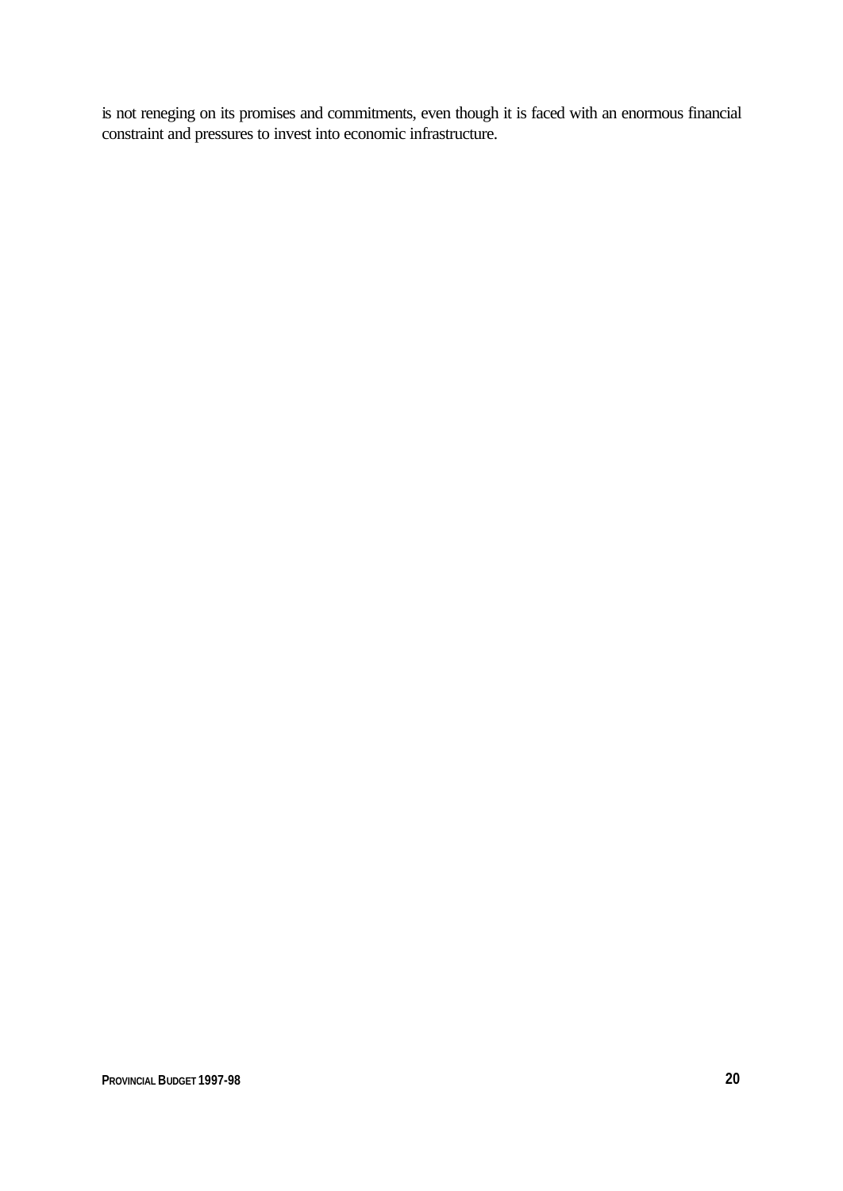is not reneging on its promises and commitments, even though it is faced with an enormous financial constraint and pressures to invest into economic infrastructure.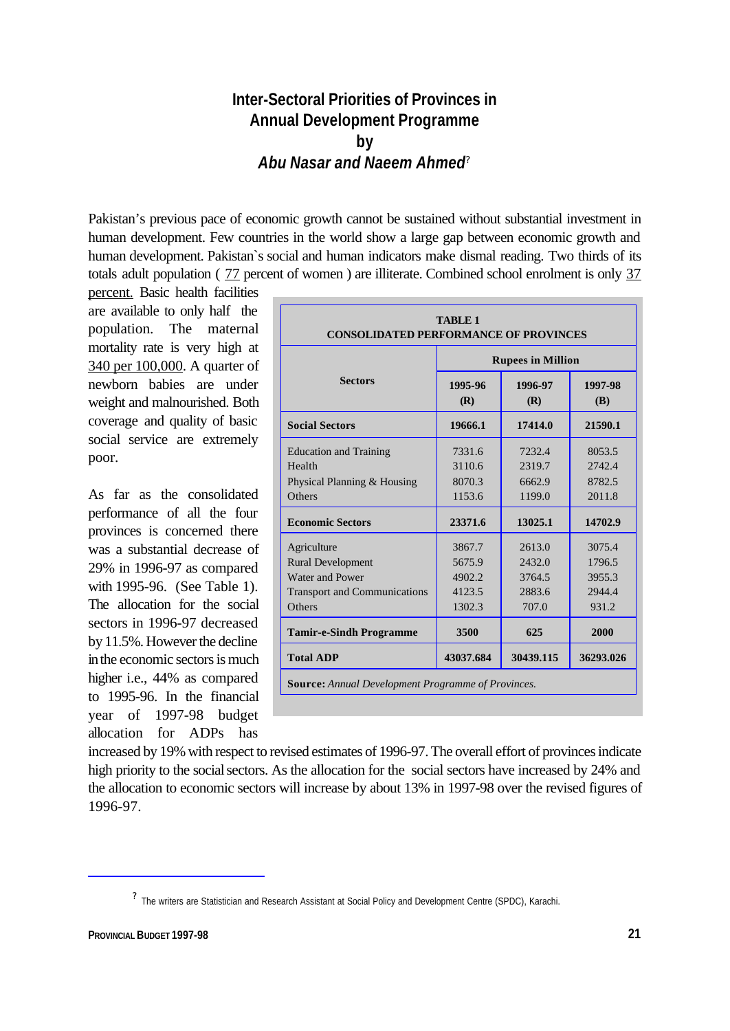# Inter-Sectoral Priorities of Provinces in Annual Development Programme

## by

## *Abu Nasar and Naeem Ahmed*[?]

Pakistan's previous pace of economic growth cannot be sustained without substantial investment in human development. Few countries in the world show a large gap between economic growth and human development. Pakistan`s social and human indicators make dismal reading. Two thirds of its totals adult population ( 77 percent of women ) are illiterate. Combined school enrolment is only 37 percent. Basic health facilities are available to only half the population. The maternal mortality rate is very high at 340 per 100,000. A quarter of newborn babies are under weight and malnourished. Both coverage and quality of basic social service are extremely poor.

As far as the consolidated performance of all the four provinces is concerned there was a substantial decrease of 29% in 1996-97 as compared with 1995-96. (See Table 1). The allocation for the social sectors in 1996-97 decreased by 11.5%. However the decline in the economic sectors is much higher i.e., 44% as compared to 1995-96. In the financial year of 1997-98 budget allocation for ADPs has increased by 19% with respect to revised estimates of 1996-97. The overall effort of provinces indicate high priority to the social sectors. As the allocation for the social sectors have increased by 24% and the allocation to economic sectors will increase by about 13% in 1997-98 over the revised figures of 1996-97.

**TABLE 1**
**CONSOLIDATED PERFORMANCE OF PROVINCES**

| Sectors | Rupees in Million | | |
|---|---|---|---|
| | **1995-96 (R)** | **1996-97 (R)** | **1997-98 (B)** |
| **Social Sectors** | **19666.1** | **17414.0** | **21590.1** |
| Education and Training | 7331.6 | 7232.4 | 8053.5 |
| Health | 3110.6 | 2319.7 | 2742.4 |
| Physical Planning & Housing | 8070.3 | 6662.9 | 8782.5 |
| Others | 1153.6 | 1199.0 | 2011.8 |
| **Economic Sectors** | **23371.6** | **13025.1** | **14702.9** |
| Agriculture | 3867.7 | 2613.0 | 3075.4 |
| Rural Development | 5675.9 | 2432.0 | 1796.5 |
| Water and Power | 4902.2 | 3764.5 | 3955.3 |
| Transport and Communications | 4123.5 | 2883.6 | 2944.4 |
| Others | 1302.3 | 707.0 | 931.2 |
| **Tamir-e-Sindh Programme** | **3500** | **625** | **2000** |
| **Total ADP** | **43037.684** | **30439.115** | **36293.026** |

**Source:** *Annual Development Programme of Provinces.*

---

[?] The writers are Statistician and Research Assistant at Social Policy and Development Centre (SPDC), Karachi.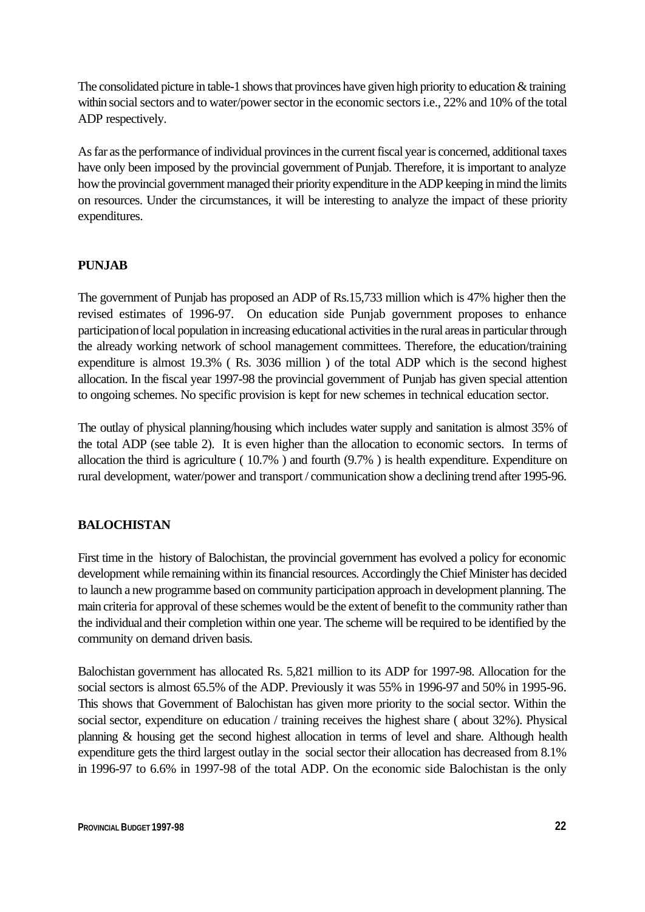The consolidated picture in table-1 shows that provinces have given high priority to education & training within social sectors and to water/power sector in the economic sectors i.e., 22% and 10% of the total ADP respectively.

As far as the performance of individual provinces in the current fiscal year is concerned, additional taxes have only been imposed by the provincial government of Punjab. Therefore, it is important to analyze how the provincial government managed their priority expenditure in the ADP keeping in mind the limits on resources. Under the circumstances, it will be interesting to analyze the impact of these priority expenditures.

## PUNJAB

The government of Punjab has proposed an ADP of Rs.15,733 million which is 47% higher then the revised estimates of 1996-97. On education side Punjab government proposes to enhance participation of local population in increasing educational activities in the rural areas in particular through the already working network of school management committees. Therefore, the education/training expenditure is almost 19.3% ( Rs. 3036 million ) of the total ADP which is the second highest allocation. In the fiscal year 1997-98 the provincial government of Punjab has given special attention to ongoing schemes. No specific provision is kept for new schemes in technical education sector.

The outlay of physical planning/housing which includes water supply and sanitation is almost 35% of the total ADP (see table 2). It is even higher than the allocation to economic sectors. In terms of allocation the third is agriculture ( 10.7% ) and fourth (9.7% ) is health expenditure. Expenditure on rural development, water/power and transport / communication show a declining trend after 1995-96.

## BALOCHISTAN

First time in the history of Balochistan, the provincial government has evolved a policy for economic development while remaining within its financial resources. Accordingly the Chief Minister has decided to launch a new programme based on community participation approach in development planning. The main criteria for approval of these schemes would be the extent of benefit to the community rather than the individual and their completion within one year. The scheme will be required to be identified by the community on demand driven basis.

Balochistan government has allocated Rs. 5,821 million to its ADP for 1997-98. Allocation for the social sectors is almost 65.5% of the ADP. Previously it was 55% in 1996-97 and 50% in 1995-96. This shows that Government of Balochistan has given more priority to the social sector. Within the social sector, expenditure on education / training receives the highest share ( about 32%). Physical planning & housing get the second highest allocation in terms of level and share. Although health expenditure gets the third largest outlay in the social sector their allocation has decreased from 8.1% in 1996-97 to 6.6% in 1997-98 of the total ADP. On the economic side Balochistan is the only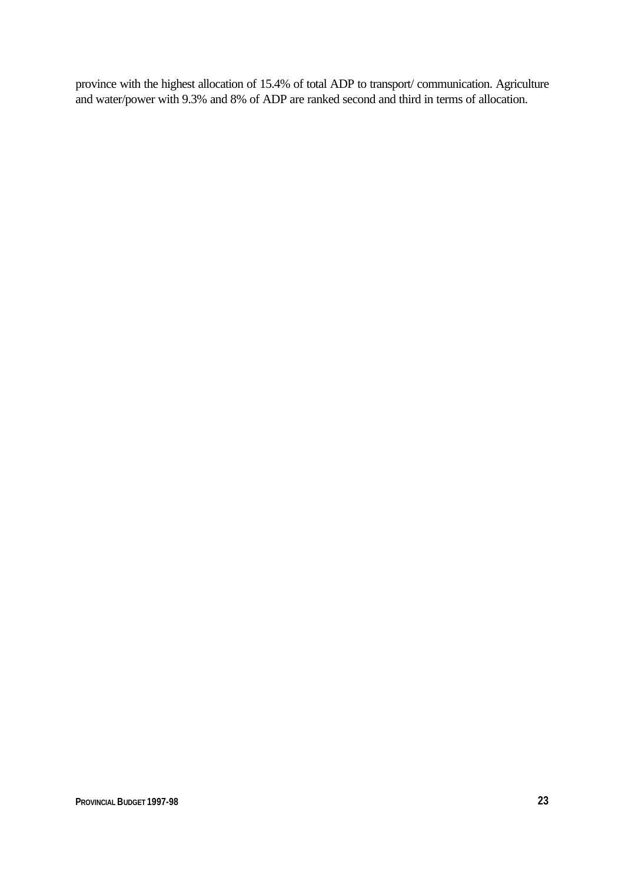province with the highest allocation of 15.4% of total ADP to transport/ communication. Agriculture and water/power with 9.3% and 8% of ADP are ranked second and third in terms of allocation.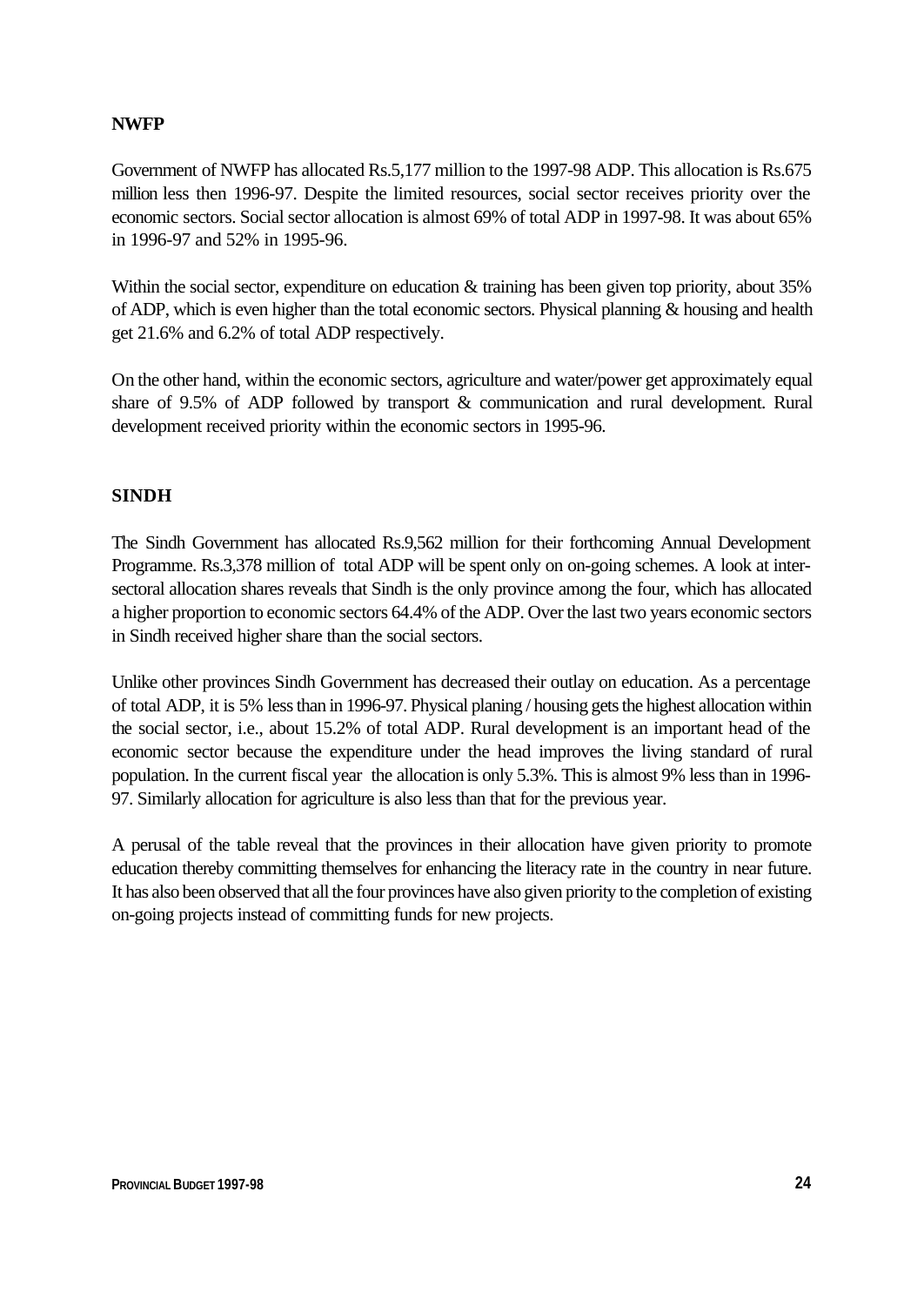## NWFP

Government of NWFP has allocated Rs.5,177 million to the 1997-98 ADP. This allocation is Rs.675 million less then 1996-97. Despite the limited resources, social sector receives priority over the economic sectors. Social sector allocation is almost 69% of total ADP in 1997-98. It was about 65% in 1996-97 and 52% in 1995-96.

Within the social sector, expenditure on education & training has been given top priority, about 35% of ADP, which is even higher than the total economic sectors. Physical planning & housing and health get 21.6% and 6.2% of total ADP respectively.

On the other hand, within the economic sectors, agriculture and water/power get approximately equal share of 9.5% of ADP followed by transport & communication and rural development. Rural development received priority within the economic sectors in 1995-96.

## SINDH

The Sindh Government has allocated Rs.9,562 million for their forthcoming Annual Development Programme. Rs.3,378 million of total ADP will be spent only on on-going schemes. A look at inter-sectoral allocation shares reveals that Sindh is the only province among the four, which has allocated a higher proportion to economic sectors 64.4% of the ADP. Over the last two years economic sectors in Sindh received higher share than the social sectors.

Unlike other provinces Sindh Government has decreased their outlay on education. As a percentage of total ADP, it is 5% less than in 1996-97. Physical planing / housing gets the highest allocation within the social sector, i.e., about 15.2% of total ADP. Rural development is an important head of the economic sector because the expenditure under the head improves the living standard of rural population. In the current fiscal year the allocation is only 5.3%. This is almost 9% less than in 1996-97. Similarly allocation for agriculture is also less than that for the previous year.

A perusal of the table reveal that the provinces in their allocation have given priority to promote education thereby committing themselves for enhancing the literacy rate in the country in near future. It has also been observed that all the four provinces have also given priority to the completion of existing on-going projects instead of committing funds for new projects.